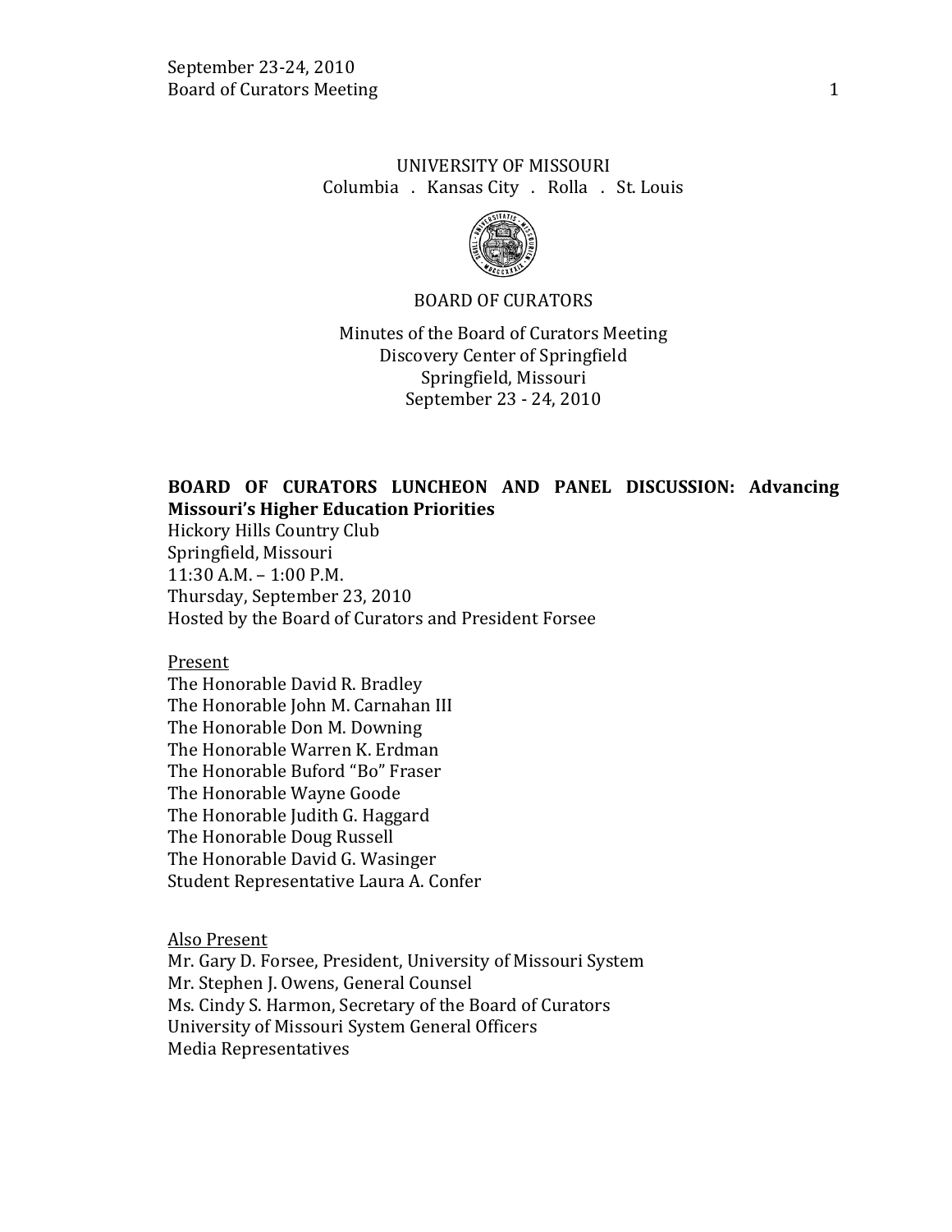UNIVERSITY OF MISSOURI

Columbia . Kansas City . Rolla . St. Louis

BOARD OF CURATORS

Minutes of the Board of Curators Meeting
Discovery Center of Springfield
Springfield, Missouri
September 23 - 24, 2010

**BOARD OF CURATORS LUNCHEON AND PANEL DISCUSSION: Advancing Missouri's Higher Education Priorities**

Hickory Hills Country Club
Springfield, Missouri
11:30 A.M. – 1:00 P.M.
Thursday, September 23, 2010
Hosted by the Board of Curators and President Forsee

Present

The Honorable David R. Bradley
The Honorable John M. Carnahan III
The Honorable Don M. Downing
The Honorable Warren K. Erdman
The Honorable Buford "Bo" Fraser
The Honorable Wayne Goode
The Honorable Judith G. Haggard
The Honorable Doug Russell
The Honorable David G. Wasinger
Student Representative Laura A. Confer

Also Present

Mr. Gary D. Forsee, President, University of Missouri System
Mr. Stephen J. Owens, General Counsel
Ms. Cindy S. Harmon, Secretary of the Board of Curators
University of Missouri System General Officers
Media Representatives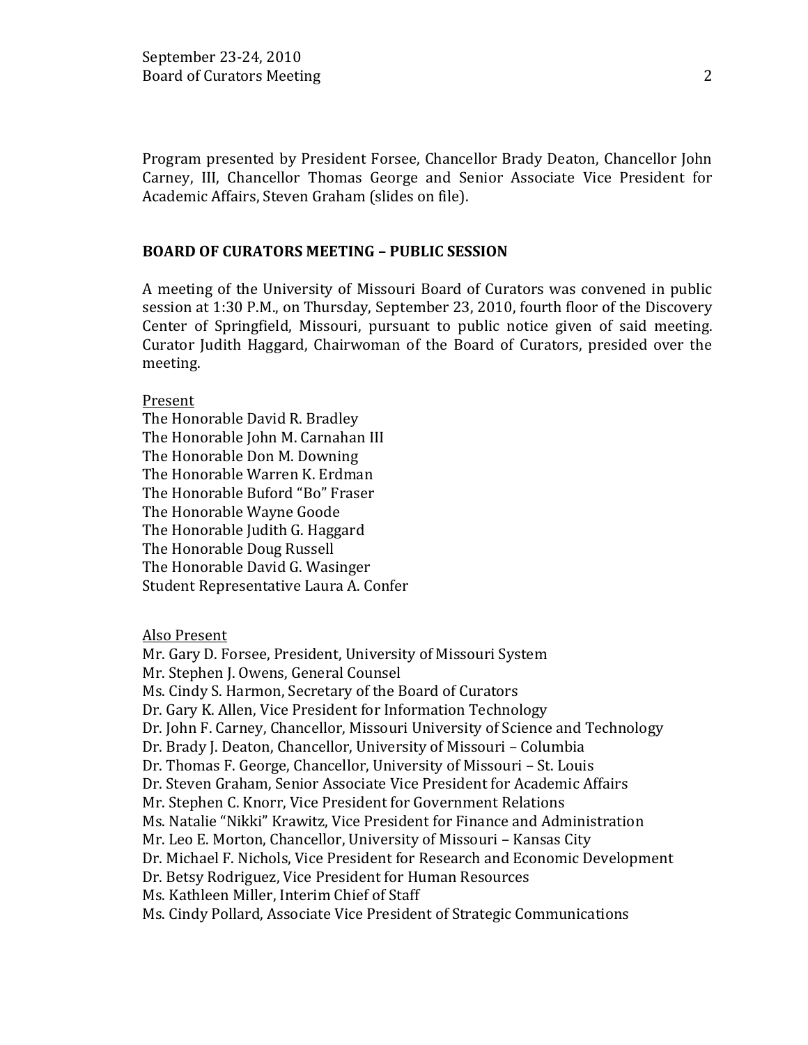Program presented by President Forsee, Chancellor Brady Deaton, Chancellor John Carney, III, Chancellor Thomas George and Senior Associate Vice President for Academic Affairs, Steven Graham (slides on file).

## BOARD OF CURATORS MEETING – PUBLIC SESSION

A meeting of the University of Missouri Board of Curators was convened in public session at 1:30 P.M., on Thursday, September 23, 2010, fourth floor of the Discovery Center of Springfield, Missouri, pursuant to public notice given of said meeting. Curator Judith Haggard, Chairwoman of the Board of Curators, presided over the meeting.

Present
The Honorable David R. Bradley
The Honorable John M. Carnahan III
The Honorable Don M. Downing
The Honorable Warren K. Erdman
The Honorable Buford "Bo" Fraser
The Honorable Wayne Goode
The Honorable Judith G. Haggard
The Honorable Doug Russell
The Honorable David G. Wasinger
Student Representative Laura A. Confer

Also Present
Mr. Gary D. Forsee, President, University of Missouri System
Mr. Stephen J. Owens, General Counsel
Ms. Cindy S. Harmon, Secretary of the Board of Curators
Dr. Gary K. Allen, Vice President for Information Technology
Dr. John F. Carney, Chancellor, Missouri University of Science and Technology
Dr. Brady J. Deaton, Chancellor, University of Missouri – Columbia
Dr. Thomas F. George, Chancellor, University of Missouri – St. Louis
Dr. Steven Graham, Senior Associate Vice President for Academic Affairs
Mr. Stephen C. Knorr, Vice President for Government Relations
Ms. Natalie "Nikki" Krawitz, Vice President for Finance and Administration
Mr. Leo E. Morton, Chancellor, University of Missouri – Kansas City
Dr. Michael F. Nichols, Vice President for Research and Economic Development
Dr. Betsy Rodriguez, Vice President for Human Resources
Ms. Kathleen Miller, Interim Chief of Staff
Ms. Cindy Pollard, Associate Vice President of Strategic Communications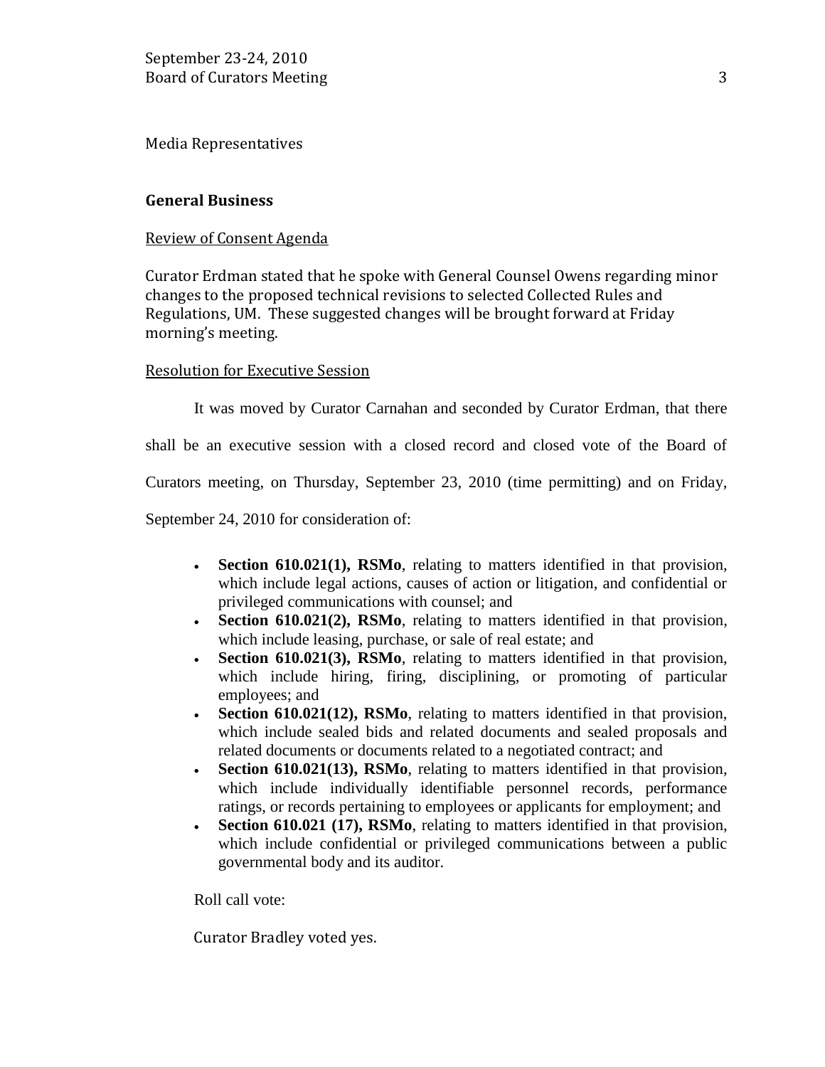Media Representatives

## General Business

Review of Consent Agenda

Curator Erdman stated that he spoke with General Counsel Owens regarding minor changes to the proposed technical revisions to selected Collected Rules and Regulations, UM. These suggested changes will be brought forward at Friday morning's meeting.

Resolution for Executive Session

It was moved by Curator Carnahan and seconded by Curator Erdman, that there shall be an executive session with a closed record and closed vote of the Board of Curators meeting, on Thursday, September 23, 2010 (time permitting) and on Friday, September 24, 2010 for consideration of:

- **Section 610.021(1), RSMo**, relating to matters identified in that provision, which include legal actions, causes of action or litigation, and confidential or privileged communications with counsel; and
- **Section 610.021(2), RSMo**, relating to matters identified in that provision, which include leasing, purchase, or sale of real estate; and
- **Section 610.021(3), RSMo**, relating to matters identified in that provision, which include hiring, firing, disciplining, or promoting of particular employees; and
- **Section 610.021(12), RSMo**, relating to matters identified in that provision, which include sealed bids and related documents and sealed proposals and related documents or documents related to a negotiated contract; and
- **Section 610.021(13), RSMo**, relating to matters identified in that provision, which include individually identifiable personnel records, performance ratings, or records pertaining to employees or applicants for employment; and
- **Section 610.021 (17), RSMo**, relating to matters identified in that provision, which include confidential or privileged communications between a public governmental body and its auditor.

Roll call vote:

Curator Bradley voted yes.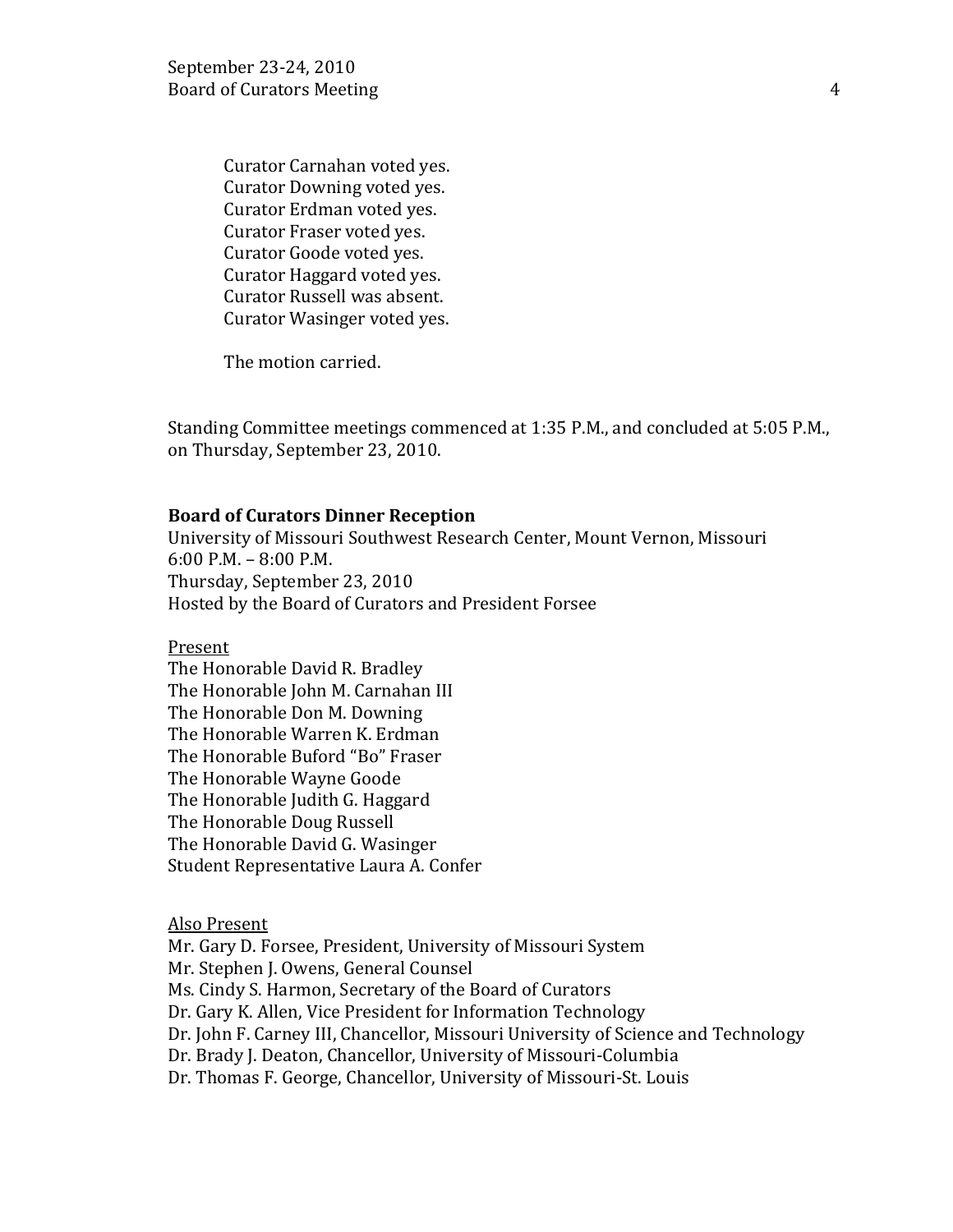Curator Carnahan voted yes.
Curator Downing voted yes.
Curator Erdman voted yes.
Curator Fraser voted yes.
Curator Goode voted yes.
Curator Haggard voted yes.
Curator Russell was absent.
Curator Wasinger voted yes.

The motion carried.

Standing Committee meetings commenced at 1:35 P.M., and concluded at 5:05 P.M., on Thursday, September 23, 2010.

**Board of Curators Dinner Reception**
University of Missouri Southwest Research Center, Mount Vernon, Missouri
6:00 P.M. – 8:00 P.M.
Thursday, September 23, 2010
Hosted by the Board of Curators and President Forsee

Present
The Honorable David R. Bradley
The Honorable John M. Carnahan III
The Honorable Don M. Downing
The Honorable Warren K. Erdman
The Honorable Buford "Bo" Fraser
The Honorable Wayne Goode
The Honorable Judith G. Haggard
The Honorable Doug Russell
The Honorable David G. Wasinger
Student Representative Laura A. Confer

Also Present
Mr. Gary D. Forsee, President, University of Missouri System
Mr. Stephen J. Owens, General Counsel
Ms. Cindy S. Harmon, Secretary of the Board of Curators
Dr. Gary K. Allen, Vice President for Information Technology
Dr. John F. Carney III, Chancellor, Missouri University of Science and Technology
Dr. Brady J. Deaton, Chancellor, University of Missouri-Columbia
Dr. Thomas F. George, Chancellor, University of Missouri-St. Louis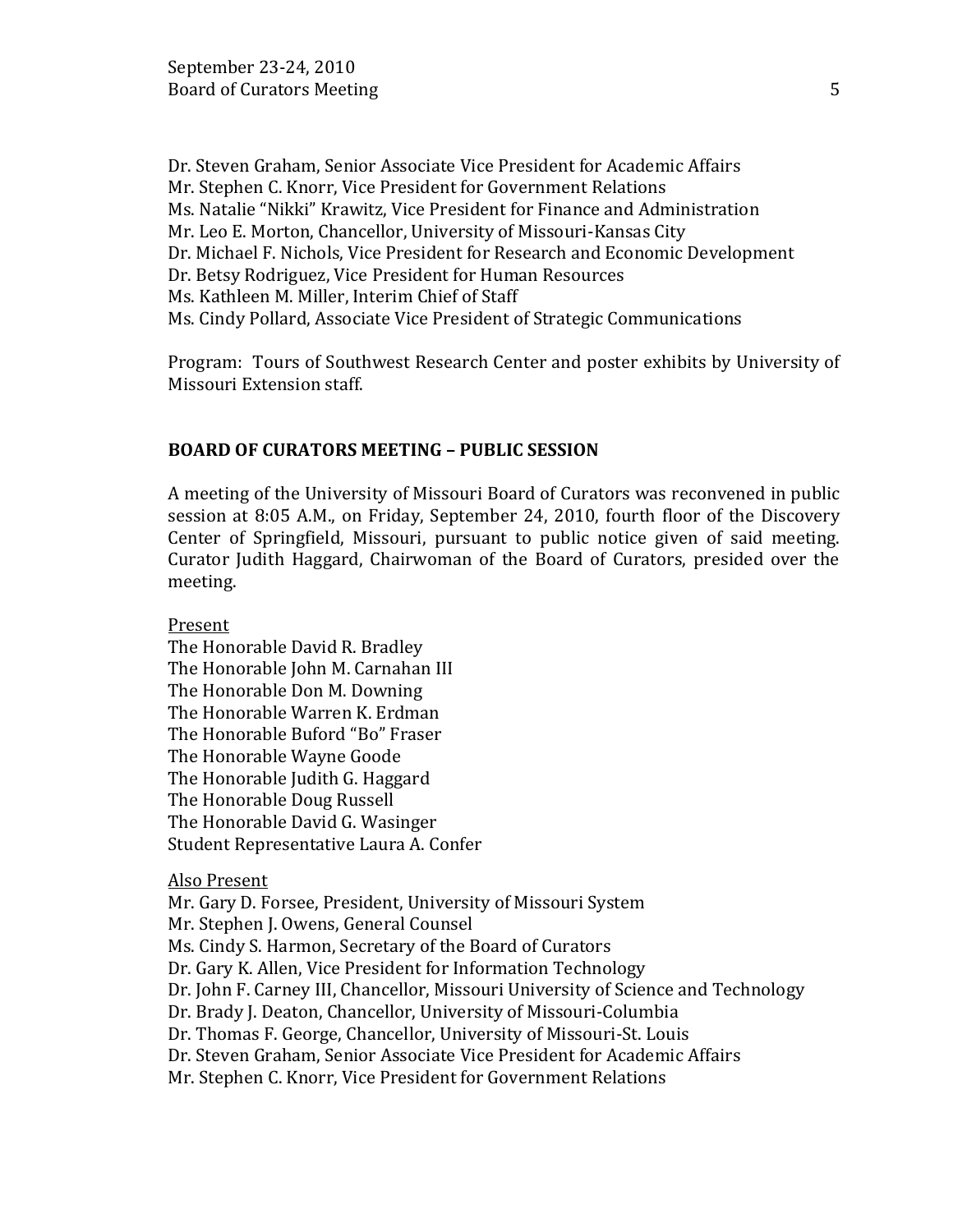Dr. Steven Graham, Senior Associate Vice President for Academic Affairs
Mr. Stephen C. Knorr, Vice President for Government Relations
Ms. Natalie "Nikki" Krawitz, Vice President for Finance and Administration
Mr. Leo E. Morton, Chancellor, University of Missouri-Kansas City
Dr. Michael F. Nichols, Vice President for Research and Economic Development
Dr. Betsy Rodriguez, Vice President for Human Resources
Ms. Kathleen M. Miller, Interim Chief of Staff
Ms. Cindy Pollard, Associate Vice President of Strategic Communications

Program: Tours of Southwest Research Center and poster exhibits by University of Missouri Extension staff.

**BOARD OF CURATORS MEETING – PUBLIC SESSION**

A meeting of the University of Missouri Board of Curators was reconvened in public session at 8:05 A.M., on Friday, September 24, 2010, fourth floor of the Discovery Center of Springfield, Missouri, pursuant to public notice given of said meeting. Curator Judith Haggard, Chairwoman of the Board of Curators, presided over the meeting.

Present
The Honorable David R. Bradley
The Honorable John M. Carnahan III
The Honorable Don M. Downing
The Honorable Warren K. Erdman
The Honorable Buford "Bo" Fraser
The Honorable Wayne Goode
The Honorable Judith G. Haggard
The Honorable Doug Russell
The Honorable David G. Wasinger
Student Representative Laura A. Confer

Also Present
Mr. Gary D. Forsee, President, University of Missouri System
Mr. Stephen J. Owens, General Counsel
Ms. Cindy S. Harmon, Secretary of the Board of Curators
Dr. Gary K. Allen, Vice President for Information Technology
Dr. John F. Carney III, Chancellor, Missouri University of Science and Technology
Dr. Brady J. Deaton, Chancellor, University of Missouri-Columbia
Dr. Thomas F. George, Chancellor, University of Missouri-St. Louis
Dr. Steven Graham, Senior Associate Vice President for Academic Affairs
Mr. Stephen C. Knorr, Vice President for Government Relations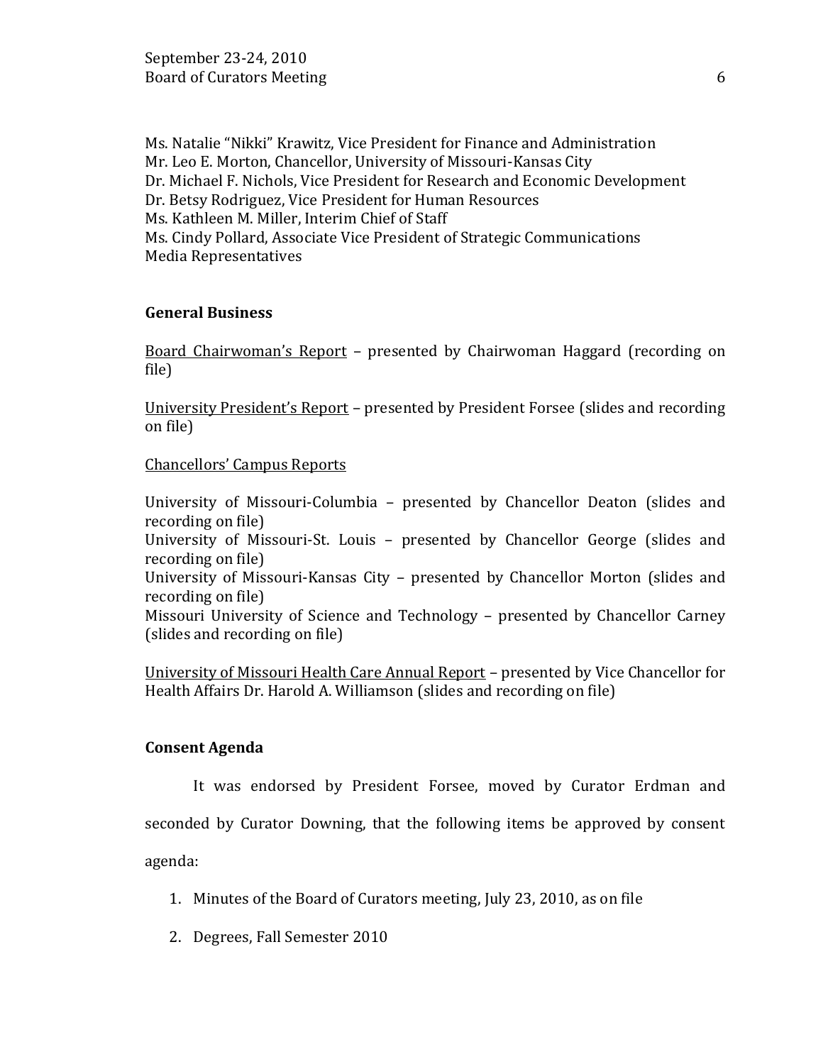Ms. Natalie "Nikki" Krawitz, Vice President for Finance and Administration
Mr. Leo E. Morton, Chancellor, University of Missouri-Kansas City
Dr. Michael F. Nichols, Vice President for Research and Economic Development
Dr. Betsy Rodriguez, Vice President for Human Resources
Ms. Kathleen M. Miller, Interim Chief of Staff
Ms. Cindy Pollard, Associate Vice President of Strategic Communications
Media Representatives

**General Business**

Board Chairwoman's Report – presented by Chairwoman Haggard (recording on file)

University President's Report – presented by President Forsee (slides and recording on file)

Chancellors' Campus Reports

University of Missouri-Columbia – presented by Chancellor Deaton (slides and recording on file)
University of Missouri-St. Louis – presented by Chancellor George (slides and recording on file)
University of Missouri-Kansas City – presented by Chancellor Morton (slides and recording on file)
Missouri University of Science and Technology – presented by Chancellor Carney (slides and recording on file)

University of Missouri Health Care Annual Report – presented by Vice Chancellor for Health Affairs Dr. Harold A. Williamson (slides and recording on file)

**Consent Agenda**

It was endorsed by President Forsee, moved by Curator Erdman and seconded by Curator Downing, that the following items be approved by consent agenda:

1. Minutes of the Board of Curators meeting, July 23, 2010, as on file

2. Degrees, Fall Semester 2010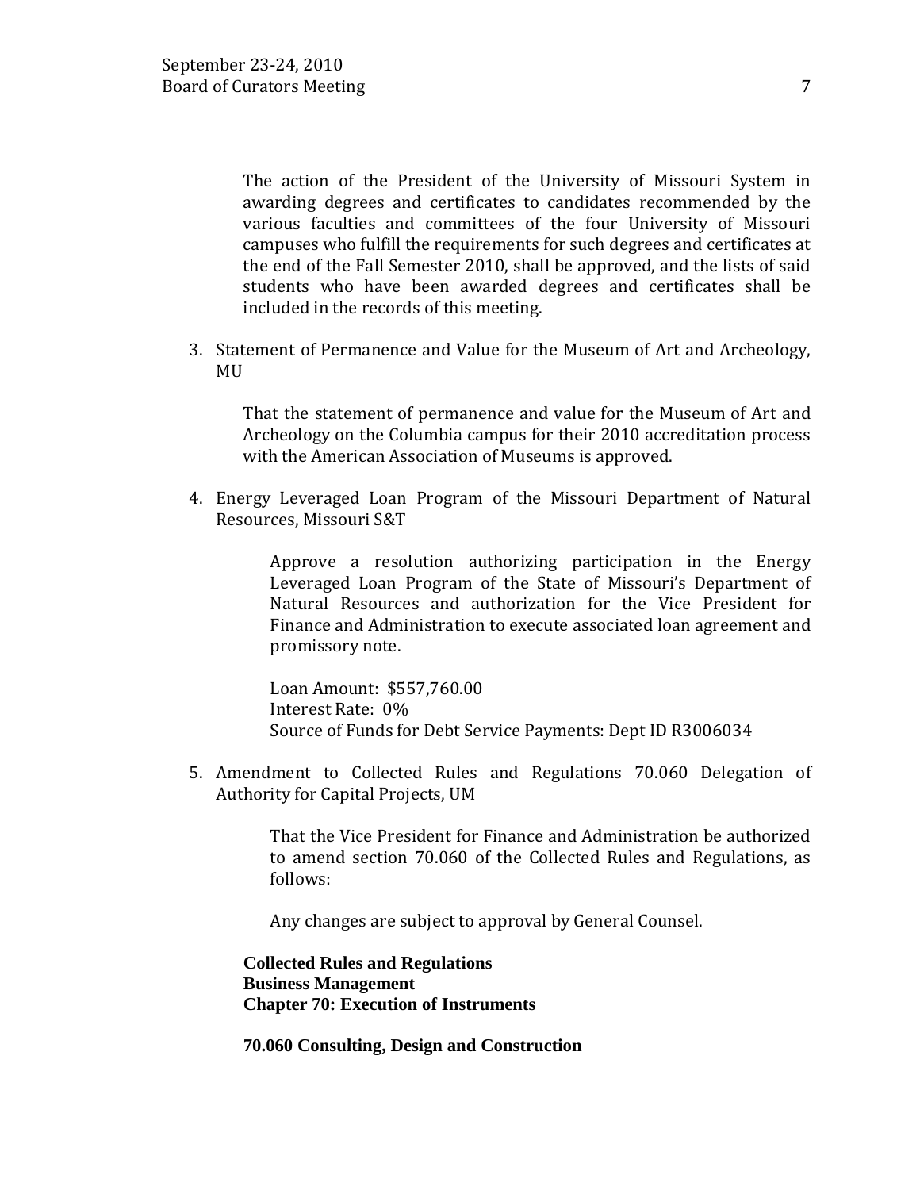The action of the President of the University of Missouri System in awarding degrees and certificates to candidates recommended by the various faculties and committees of the four University of Missouri campuses who fulfill the requirements for such degrees and certificates at the end of the Fall Semester 2010, shall be approved, and the lists of said students who have been awarded degrees and certificates shall be included in the records of this meeting.

3. Statement of Permanence and Value for the Museum of Art and Archeology, MU

   That the statement of permanence and value for the Museum of Art and Archeology on the Columbia campus for their 2010 accreditation process with the American Association of Museums is approved.

4. Energy Leveraged Loan Program of the Missouri Department of Natural Resources, Missouri S&T

   Approve a resolution authorizing participation in the Energy Leveraged Loan Program of the State of Missouri's Department of Natural Resources and authorization for the Vice President for Finance and Administration to execute associated loan agreement and promissory note.

   Loan Amount: $557,760.00
   Interest Rate: 0%
   Source of Funds for Debt Service Payments: Dept ID R3006034

5. Amendment to Collected Rules and Regulations 70.060 Delegation of Authority for Capital Projects, UM

   That the Vice President for Finance and Administration be authorized to amend section 70.060 of the Collected Rules and Regulations, as follows:

   Any changes are subject to approval by General Counsel.

**Collected Rules and Regulations**
**Business Management**
**Chapter 70: Execution of Instruments**

**70.060 Consulting, Design and Construction**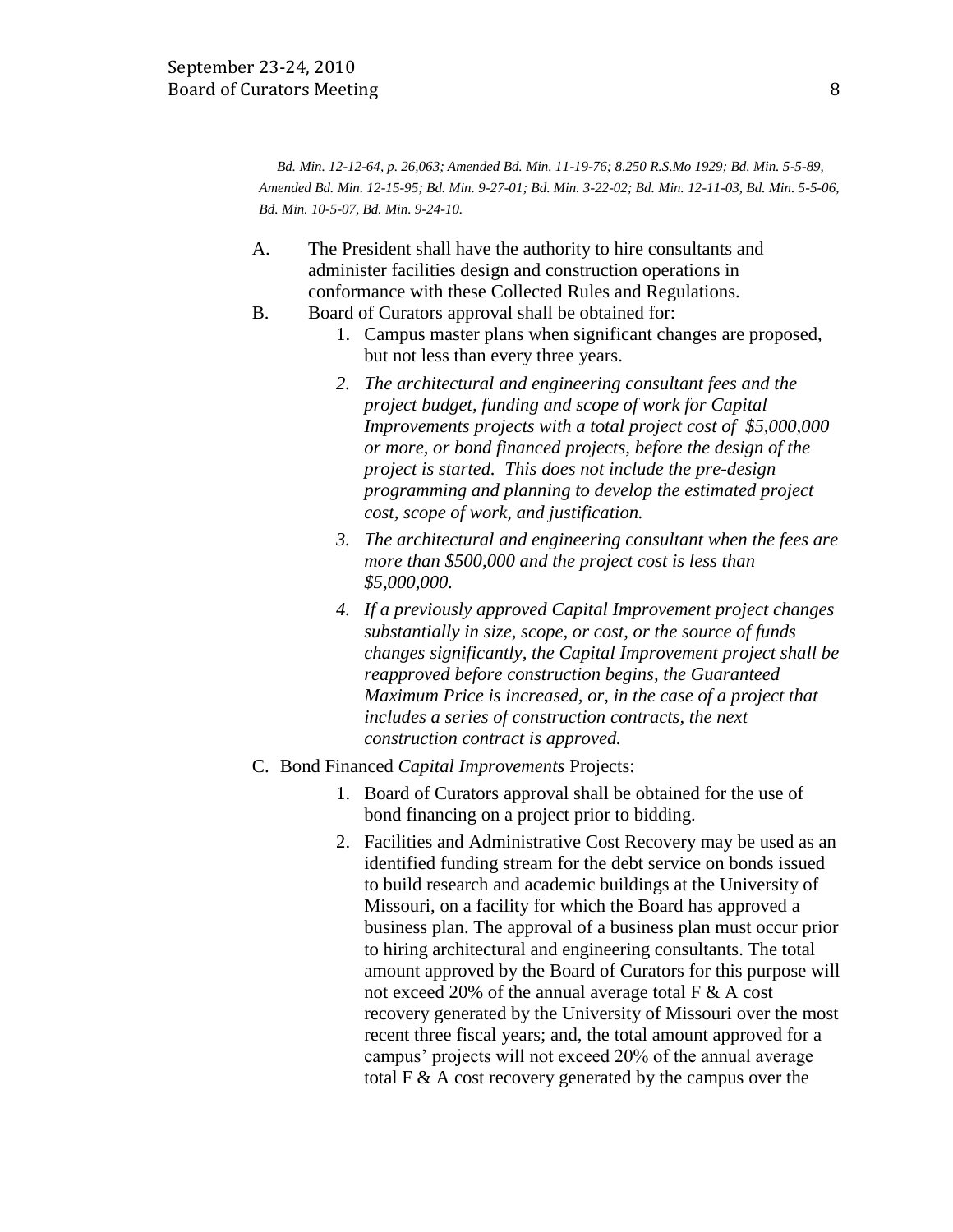*Bd. Min. 12-12-64, p. 26,063; Amended Bd. Min. 11-19-76; 8.250 R.S.Mo 1929; Bd. Min. 5-5-89, Amended Bd. Min. 12-15-95; Bd. Min. 9-27-01; Bd. Min. 3-22-02; Bd. Min. 12-11-03, Bd. Min. 5-5-06, Bd. Min. 10-5-07, Bd. Min. 9-24-10.*

A. The President shall have the authority to hire consultants and administer facilities design and construction operations in conformance with these Collected Rules and Regulations.

B. Board of Curators approval shall be obtained for:

1. Campus master plans when significant changes are proposed, but not less than every three years.
2. *The architectural and engineering consultant fees and the project budget, funding and scope of work for Capital Improvements projects with a total project cost of $5,000,000 or more, or bond financed projects, before the design of the project is started. This does not include the pre-design programming and planning to develop the estimated project cost, scope of work, and justification.*
3. *The architectural and engineering consultant when the fees are more than $500,000 and the project cost is less than $5,000,000.*
4. *If a previously approved Capital Improvement project changes substantially in size, scope, or cost, or the source of funds changes significantly, the Capital Improvement project shall be reapproved before construction begins, the Guaranteed Maximum Price is increased, or, in the case of a project that includes a series of construction contracts, the next construction contract is approved.*

C. Bond Financed *Capital Improvements* Projects:

1. Board of Curators approval shall be obtained for the use of bond financing on a project prior to bidding.
2. Facilities and Administrative Cost Recovery may be used as an identified funding stream for the debt service on bonds issued to build research and academic buildings at the University of Missouri, on a facility for which the Board has approved a business plan. The approval of a business plan must occur prior to hiring architectural and engineering consultants. The total amount approved by the Board of Curators for this purpose will not exceed 20% of the annual average total F & A cost recovery generated by the University of Missouri over the most recent three fiscal years; and, the total amount approved for a campus' projects will not exceed 20% of the annual average total F & A cost recovery generated by the campus over the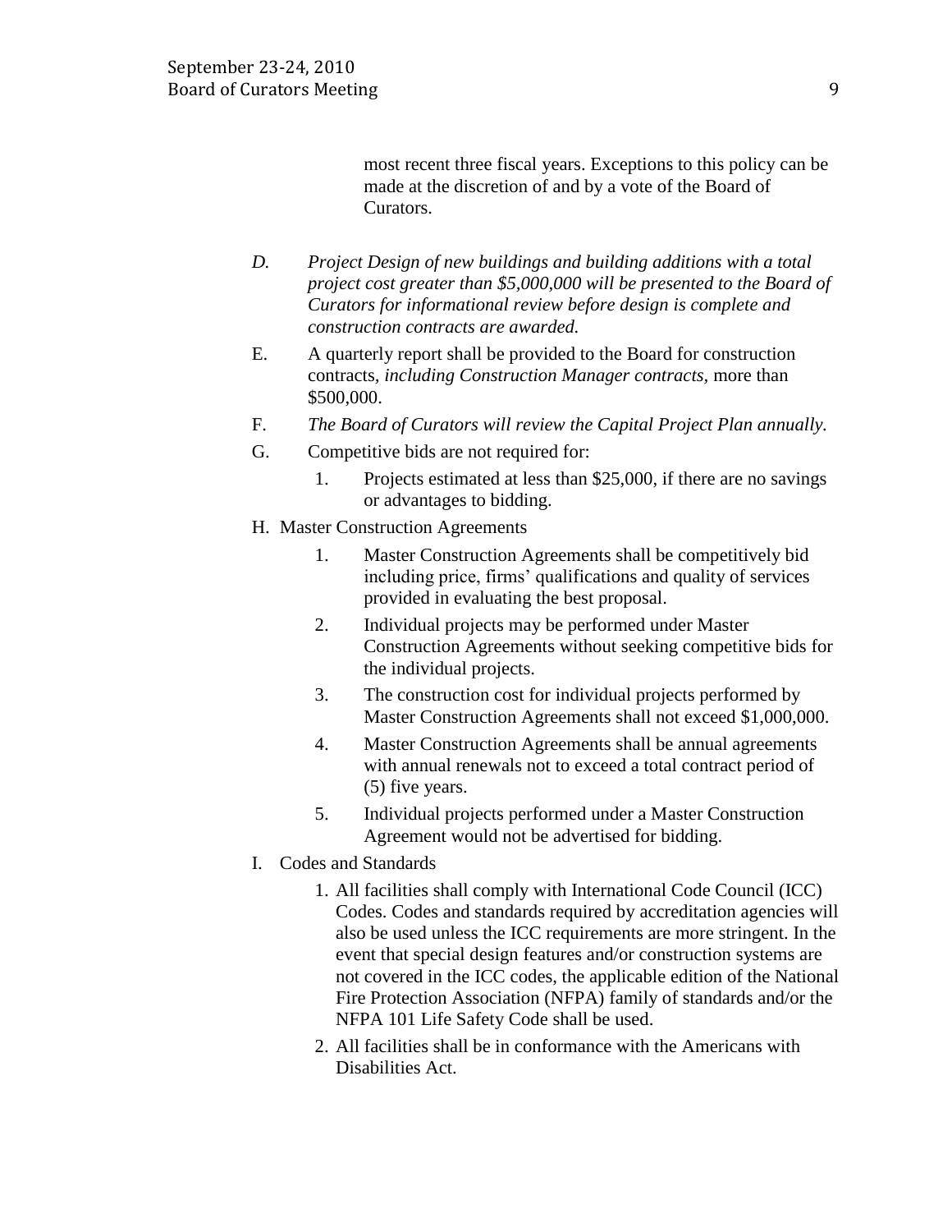most recent three fiscal years. Exceptions to this policy can be made at the discretion of and by a vote of the Board of Curators.

*D. Project Design of new buildings and building additions with a total project cost greater than $5,000,000 will be presented to the Board of Curators for informational review before design is complete and construction contracts are awarded.*

E. A quarterly report shall be provided to the Board for construction contracts, *including Construction Manager contracts,* more than $500,000.

F. *The Board of Curators will review the Capital Project Plan annually.*

G. Competitive bids are not required for:

   1. Projects estimated at less than $25,000, if there are no savings or advantages to bidding.

H. Master Construction Agreements

   1. Master Construction Agreements shall be competitively bid including price, firms' qualifications and quality of services provided in evaluating the best proposal.
   2. Individual projects may be performed under Master Construction Agreements without seeking competitive bids for the individual projects.
   3. The construction cost for individual projects performed by Master Construction Agreements shall not exceed $1,000,000.
   4. Master Construction Agreements shall be annual agreements with annual renewals not to exceed a total contract period of (5) five years.
   5. Individual projects performed under a Master Construction Agreement would not be advertised for bidding.

I. Codes and Standards

   1. All facilities shall comply with International Code Council (ICC) Codes. Codes and standards required by accreditation agencies will also be used unless the ICC requirements are more stringent. In the event that special design features and/or construction systems are not covered in the ICC codes, the applicable edition of the National Fire Protection Association (NFPA) family of standards and/or the NFPA 101 Life Safety Code shall be used.
   2. All facilities shall be in conformance with the Americans with Disabilities Act.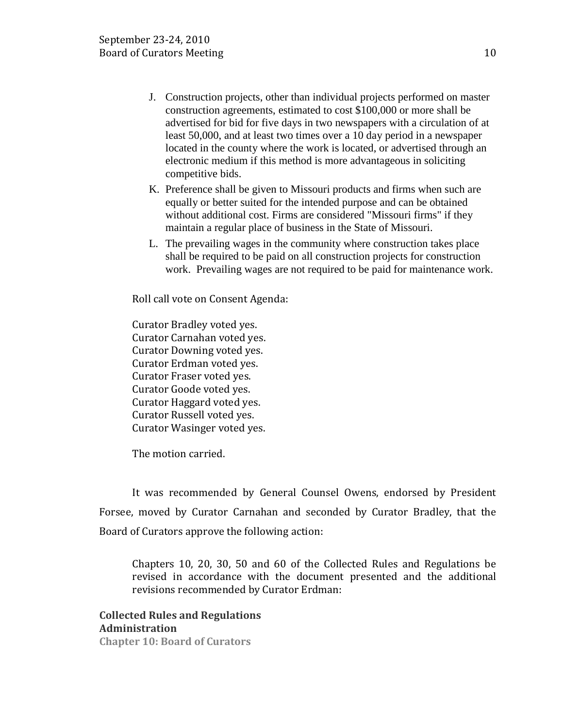J. Construction projects, other than individual projects performed on master construction agreements, estimated to cost $100,000 or more shall be advertised for bid for five days in two newspapers with a circulation of at least 50,000, and at least two times over a 10 day period in a newspaper located in the county where the work is located, or advertised through an electronic medium if this method is more advantageous in soliciting competitive bids.

K. Preference shall be given to Missouri products and firms when such are equally or better suited for the intended purpose and can be obtained without additional cost. Firms are considered "Missouri firms" if they maintain a regular place of business in the State of Missouri.

L. The prevailing wages in the community where construction takes place shall be required to be paid on all construction projects for construction work. Prevailing wages are not required to be paid for maintenance work.

Roll call vote on Consent Agenda:

Curator Bradley voted yes.
Curator Carnahan voted yes.
Curator Downing voted yes.
Curator Erdman voted yes.
Curator Fraser voted yes.
Curator Goode voted yes.
Curator Haggard voted yes.
Curator Russell voted yes.
Curator Wasinger voted yes.

The motion carried.

It was recommended by General Counsel Owens, endorsed by President Forsee, moved by Curator Carnahan and seconded by Curator Bradley, that the Board of Curators approve the following action:

Chapters 10, 20, 30, 50 and 60 of the Collected Rules and Regulations be revised in accordance with the document presented and the additional revisions recommended by Curator Erdman:

**Collected Rules and Regulations**
**Administration**
**Chapter 10: Board of Curators**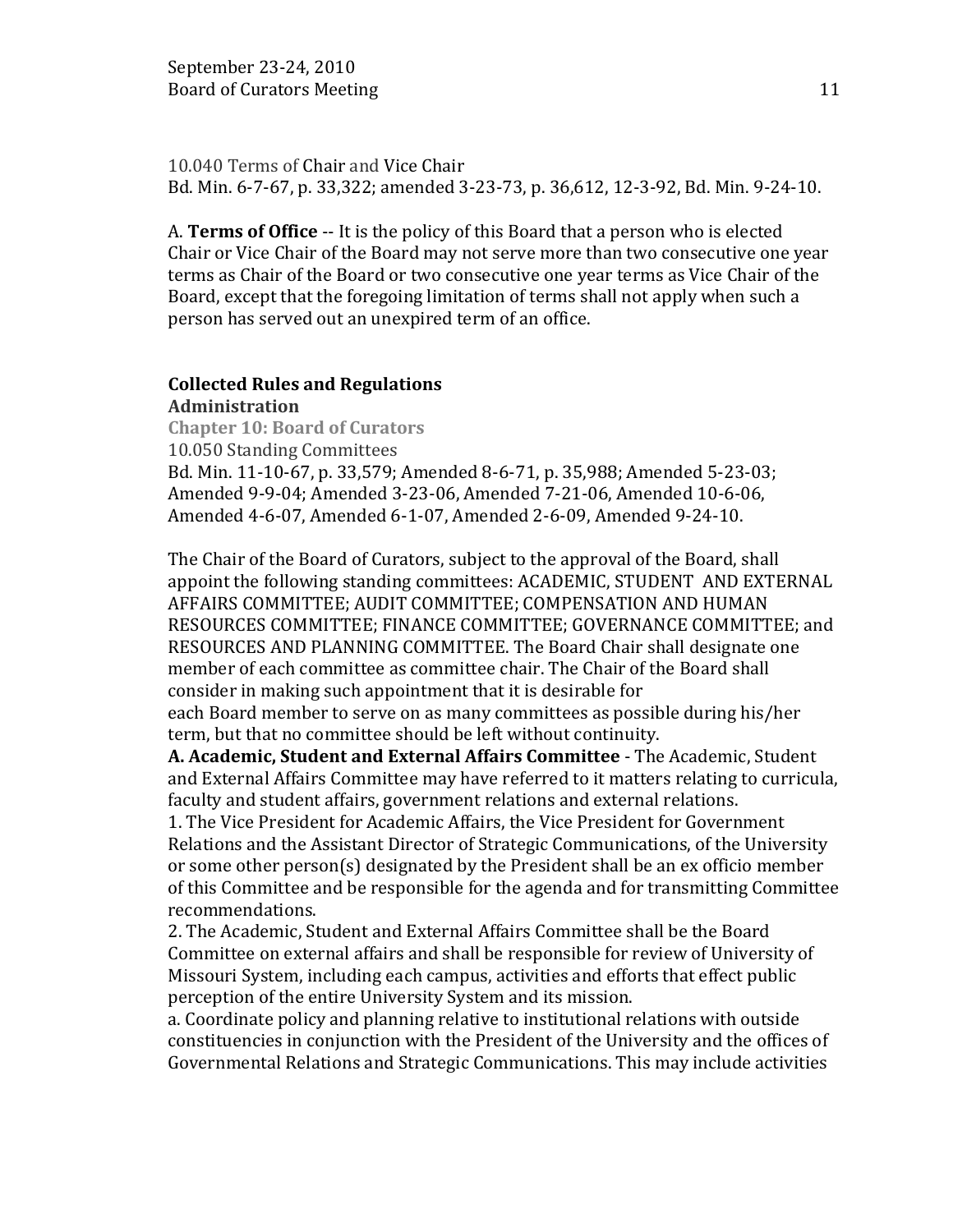10.040 Terms of Chair and Vice Chair
Bd. Min. 6-7-67, p. 33,322; amended 3-23-73, p. 36,612, 12-3-92, Bd. Min. 9-24-10.

A. **Terms of Office** -- It is the policy of this Board that a person who is elected Chair or Vice Chair of the Board may not serve more than two consecutive one year terms as Chair of the Board or two consecutive one year terms as Vice Chair of the Board, except that the foregoing limitation of terms shall not apply when such a person has served out an unexpired term of an office.

**Collected Rules and Regulations**
**Administration**
**Chapter 10: Board of Curators**
10.050 Standing Committees
Bd. Min. 11-10-67, p. 33,579; Amended 8-6-71, p. 35,988; Amended 5-23-03; Amended 9-9-04; Amended 3-23-06, Amended 7-21-06, Amended 10-6-06, Amended 4-6-07, Amended 6-1-07, Amended 2-6-09, Amended 9-24-10.

The Chair of the Board of Curators, subject to the approval of the Board, shall appoint the following standing committees: ACADEMIC, STUDENT AND EXTERNAL AFFAIRS COMMITTEE; AUDIT COMMITTEE; COMPENSATION AND HUMAN RESOURCES COMMITTEE; FINANCE COMMITTEE; GOVERNANCE COMMITTEE; and RESOURCES AND PLANNING COMMITTEE. The Board Chair shall designate one member of each committee as committee chair. The Chair of the Board shall consider in making such appointment that it is desirable for each Board member to serve on as many committees as possible during his/her term, but that no committee should be left without continuity.

**A. Academic, Student and External Affairs Committee** - The Academic, Student and External Affairs Committee may have referred to it matters relating to curricula, faculty and student affairs, government relations and external relations.

1. The Vice President for Academic Affairs, the Vice President for Government Relations and the Assistant Director of Strategic Communications, of the University or some other person(s) designated by the President shall be an ex officio member of this Committee and be responsible for the agenda and for transmitting Committee recommendations.
2. The Academic, Student and External Affairs Committee shall be the Board Committee on external affairs and shall be responsible for review of University of Missouri System, including each campus, activities and efforts that effect public perception of the entire University System and its mission.

a. Coordinate policy and planning relative to institutional relations with outside constituencies in conjunction with the President of the University and the offices of Governmental Relations and Strategic Communications. This may include activities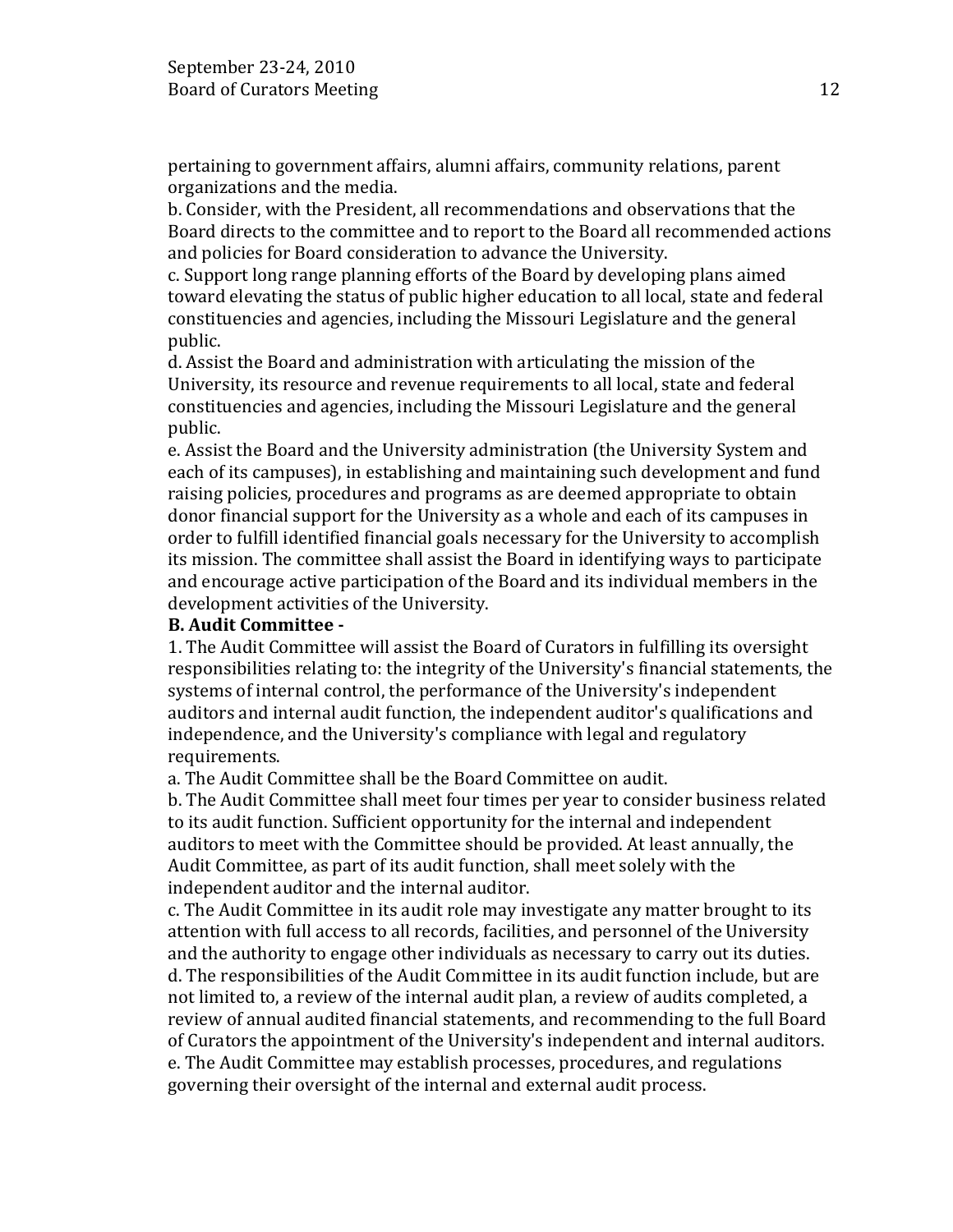pertaining to government affairs, alumni affairs, community relations, parent organizations and the media.

b. Consider, with the President, all recommendations and observations that the Board directs to the committee and to report to the Board all recommended actions and policies for Board consideration to advance the University.

c. Support long range planning efforts of the Board by developing plans aimed toward elevating the status of public higher education to all local, state and federal constituencies and agencies, including the Missouri Legislature and the general public.

d. Assist the Board and administration with articulating the mission of the University, its resource and revenue requirements to all local, state and federal constituencies and agencies, including the Missouri Legislature and the general public.

e. Assist the Board and the University administration (the University System and each of its campuses), in establishing and maintaining such development and fund raising policies, procedures and programs as are deemed appropriate to obtain donor financial support for the University as a whole and each of its campuses in order to fulfill identified financial goals necessary for the University to accomplish its mission. The committee shall assist the Board in identifying ways to participate and encourage active participation of the Board and its individual members in the development activities of the University.

**B. Audit Committee -**

1. The Audit Committee will assist the Board of Curators in fulfilling its oversight responsibilities relating to: the integrity of the University's financial statements, the systems of internal control, the performance of the University's independent auditors and internal audit function, the independent auditor's qualifications and independence, and the University's compliance with legal and regulatory requirements.

a. The Audit Committee shall be the Board Committee on audit.

b. The Audit Committee shall meet four times per year to consider business related to its audit function. Sufficient opportunity for the internal and independent auditors to meet with the Committee should be provided. At least annually, the Audit Committee, as part of its audit function, shall meet solely with the independent auditor and the internal auditor.

c. The Audit Committee in its audit role may investigate any matter brought to its attention with full access to all records, facilities, and personnel of the University and the authority to engage other individuals as necessary to carry out its duties.

d. The responsibilities of the Audit Committee in its audit function include, but are not limited to, a review of the internal audit plan, a review of audits completed, a review of annual audited financial statements, and recommending to the full Board of Curators the appointment of the University's independent and internal auditors.

e. The Audit Committee may establish processes, procedures, and regulations governing their oversight of the internal and external audit process.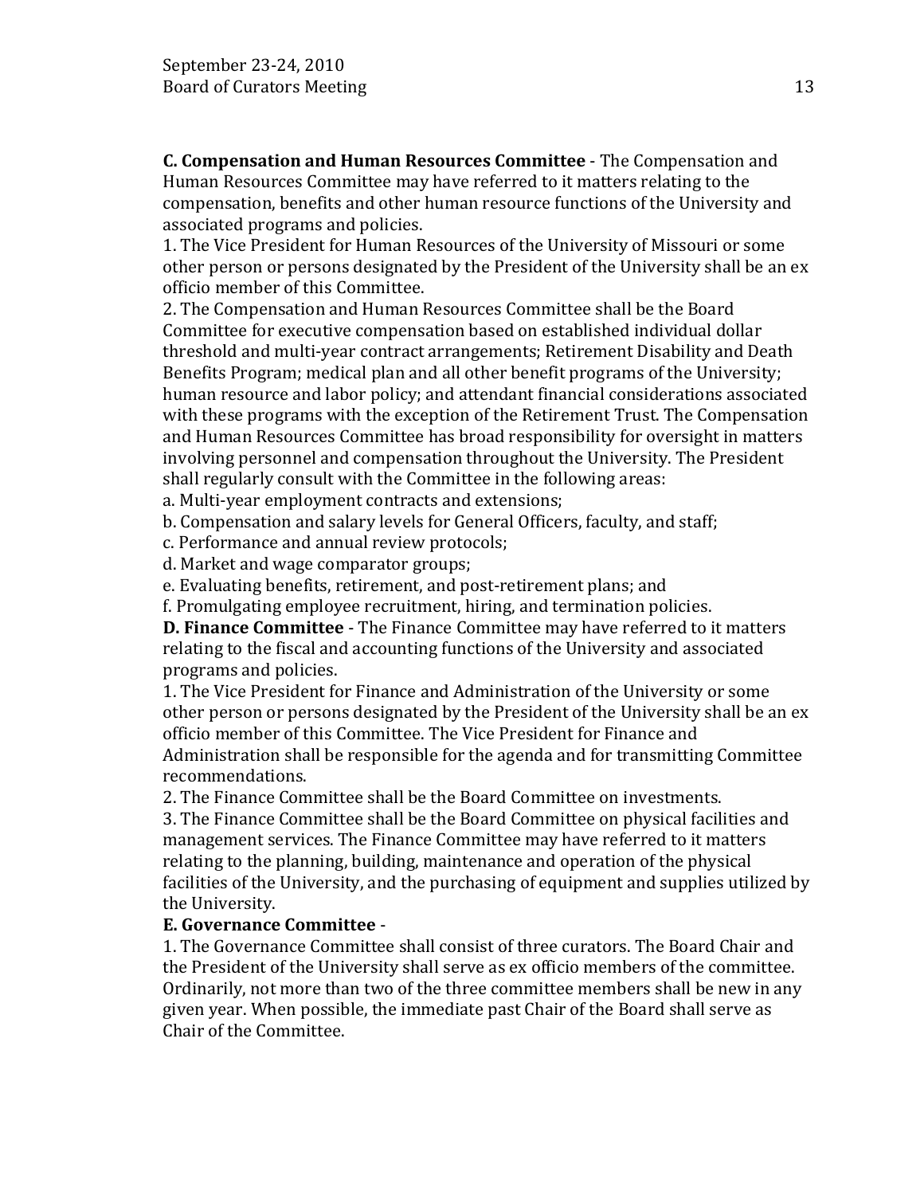**C. Compensation and Human Resources Committee** - The Compensation and Human Resources Committee may have referred to it matters relating to the compensation, benefits and other human resource functions of the University and associated programs and policies.

1. The Vice President for Human Resources of the University of Missouri or some other person or persons designated by the President of the University shall be an ex officio member of this Committee.
2. The Compensation and Human Resources Committee shall be the Board Committee for executive compensation based on established individual dollar threshold and multi-year contract arrangements; Retirement Disability and Death Benefits Program; medical plan and all other benefit programs of the University; human resource and labor policy; and attendant financial considerations associated with these programs with the exception of the Retirement Trust. The Compensation and Human Resources Committee has broad responsibility for oversight in matters involving personnel and compensation throughout the University. The President shall regularly consult with the Committee in the following areas:
   a. Multi-year employment contracts and extensions;
   b. Compensation and salary levels for General Officers, faculty, and staff;
   c. Performance and annual review protocols;
   d. Market and wage comparator groups;
   e. Evaluating benefits, retirement, and post-retirement plans; and
   f. Promulgating employee recruitment, hiring, and termination policies.

**D. Finance Committee** - The Finance Committee may have referred to it matters relating to the fiscal and accounting functions of the University and associated programs and policies.

1. The Vice President for Finance and Administration of the University or some other person or persons designated by the President of the University shall be an ex officio member of this Committee. The Vice President for Finance and Administration shall be responsible for the agenda and for transmitting Committee recommendations.
2. The Finance Committee shall be the Board Committee on investments.
3. The Finance Committee shall be the Board Committee on physical facilities and management services. The Finance Committee may have referred to it matters relating to the planning, building, maintenance and operation of the physical facilities of the University, and the purchasing of equipment and supplies utilized by the University.

**E. Governance Committee** -

1. The Governance Committee shall consist of three curators. The Board Chair and the President of the University shall serve as ex officio members of the committee. Ordinarily, not more than two of the three committee members shall be new in any given year. When possible, the immediate past Chair of the Board shall serve as Chair of the Committee.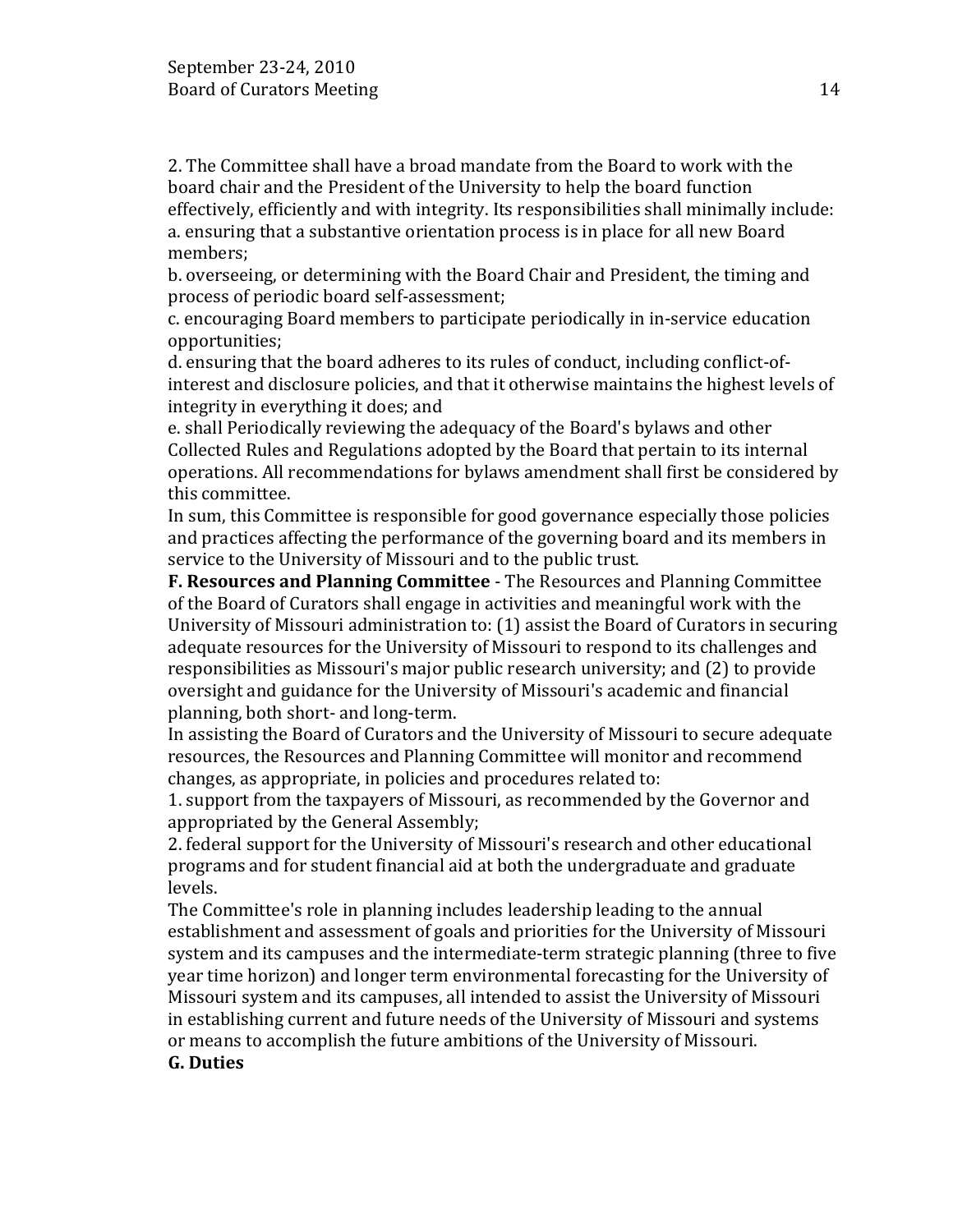2. The Committee shall have a broad mandate from the Board to work with the board chair and the President of the University to help the board function effectively, efficiently and with integrity. Its responsibilities shall minimally include:
a. ensuring that a substantive orientation process is in place for all new Board members;
b. overseeing, or determining with the Board Chair and President, the timing and process of periodic board self-assessment;
c. encouraging Board members to participate periodically in in-service education opportunities;
d. ensuring that the board adheres to its rules of conduct, including conflict-of-interest and disclosure policies, and that it otherwise maintains the highest levels of integrity in everything it does; and
e. shall Periodically reviewing the adequacy of the Board's bylaws and other Collected Rules and Regulations adopted by the Board that pertain to its internal operations. All recommendations for bylaws amendment shall first be considered by this committee.
In sum, this Committee is responsible for good governance especially those policies and practices affecting the performance of the governing board and its members in service to the University of Missouri and to the public trust.
**F. Resources and Planning Committee** - The Resources and Planning Committee of the Board of Curators shall engage in activities and meaningful work with the University of Missouri administration to: (1) assist the Board of Curators in securing adequate resources for the University of Missouri to respond to its challenges and responsibilities as Missouri's major public research university; and (2) to provide oversight and guidance for the University of Missouri's academic and financial planning, both short- and long-term.
In assisting the Board of Curators and the University of Missouri to secure adequate resources, the Resources and Planning Committee will monitor and recommend changes, as appropriate, in policies and procedures related to:
1. support from the taxpayers of Missouri, as recommended by the Governor and appropriated by the General Assembly;
2. federal support for the University of Missouri's research and other educational programs and for student financial aid at both the undergraduate and graduate levels.
The Committee's role in planning includes leadership leading to the annual establishment and assessment of goals and priorities for the University of Missouri system and its campuses and the intermediate-term strategic planning (three to five year time horizon) and longer term environmental forecasting for the University of Missouri system and its campuses, all intended to assist the University of Missouri in establishing current and future needs of the University of Missouri and systems or means to accomplish the future ambitions of the University of Missouri.
**G. Duties**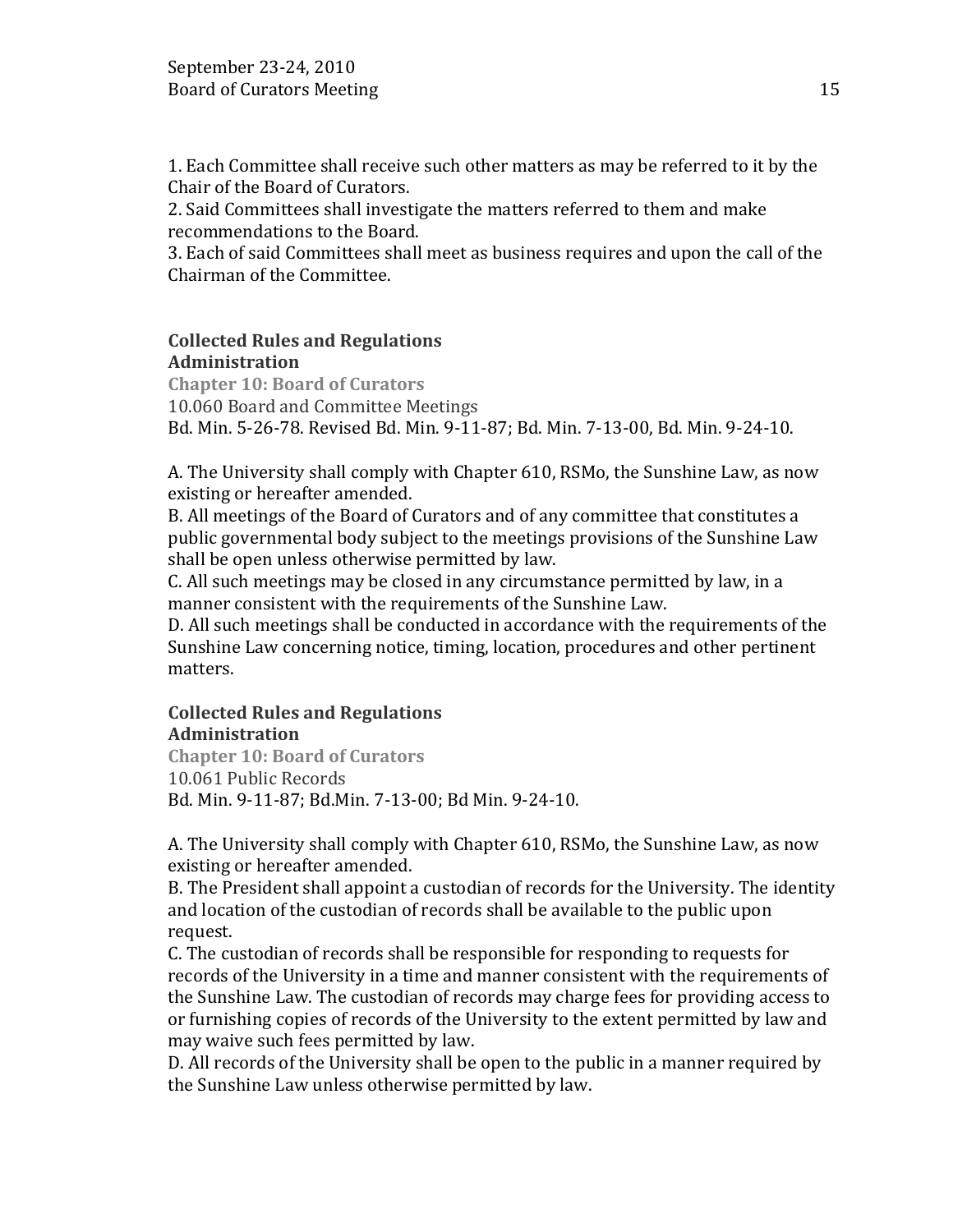1. Each Committee shall receive such other matters as may be referred to it by the Chair of the Board of Curators.
2. Said Committees shall investigate the matters referred to them and make recommendations to the Board.
3. Each of said Committees shall meet as business requires and upon the call of the Chairman of the Committee.

**Collected Rules and Regulations**
**Administration**
**Chapter 10: Board of Curators**
10.060 Board and Committee Meetings
Bd. Min. 5-26-78. Revised Bd. Min. 9-11-87; Bd. Min. 7-13-00, Bd. Min. 9-24-10.

A. The University shall comply with Chapter 610, RSMo, the Sunshine Law, as now existing or hereafter amended.
B. All meetings of the Board of Curators and of any committee that constitutes a public governmental body subject to the meetings provisions of the Sunshine Law shall be open unless otherwise permitted by law.
C. All such meetings may be closed in any circumstance permitted by law, in a manner consistent with the requirements of the Sunshine Law.
D. All such meetings shall be conducted in accordance with the requirements of the Sunshine Law concerning notice, timing, location, procedures and other pertinent matters.

**Collected Rules and Regulations**
**Administration**
**Chapter 10: Board of Curators**
10.061 Public Records
Bd. Min. 9-11-87; Bd.Min. 7-13-00; Bd Min. 9-24-10.

A. The University shall comply with Chapter 610, RSMo, the Sunshine Law, as now existing or hereafter amended.
B. The President shall appoint a custodian of records for the University. The identity and location of the custodian of records shall be available to the public upon request.
C. The custodian of records shall be responsible for responding to requests for records of the University in a time and manner consistent with the requirements of the Sunshine Law. The custodian of records may charge fees for providing access to or furnishing copies of records of the University to the extent permitted by law and may waive such fees permitted by law.
D. All records of the University shall be open to the public in a manner required by the Sunshine Law unless otherwise permitted by law.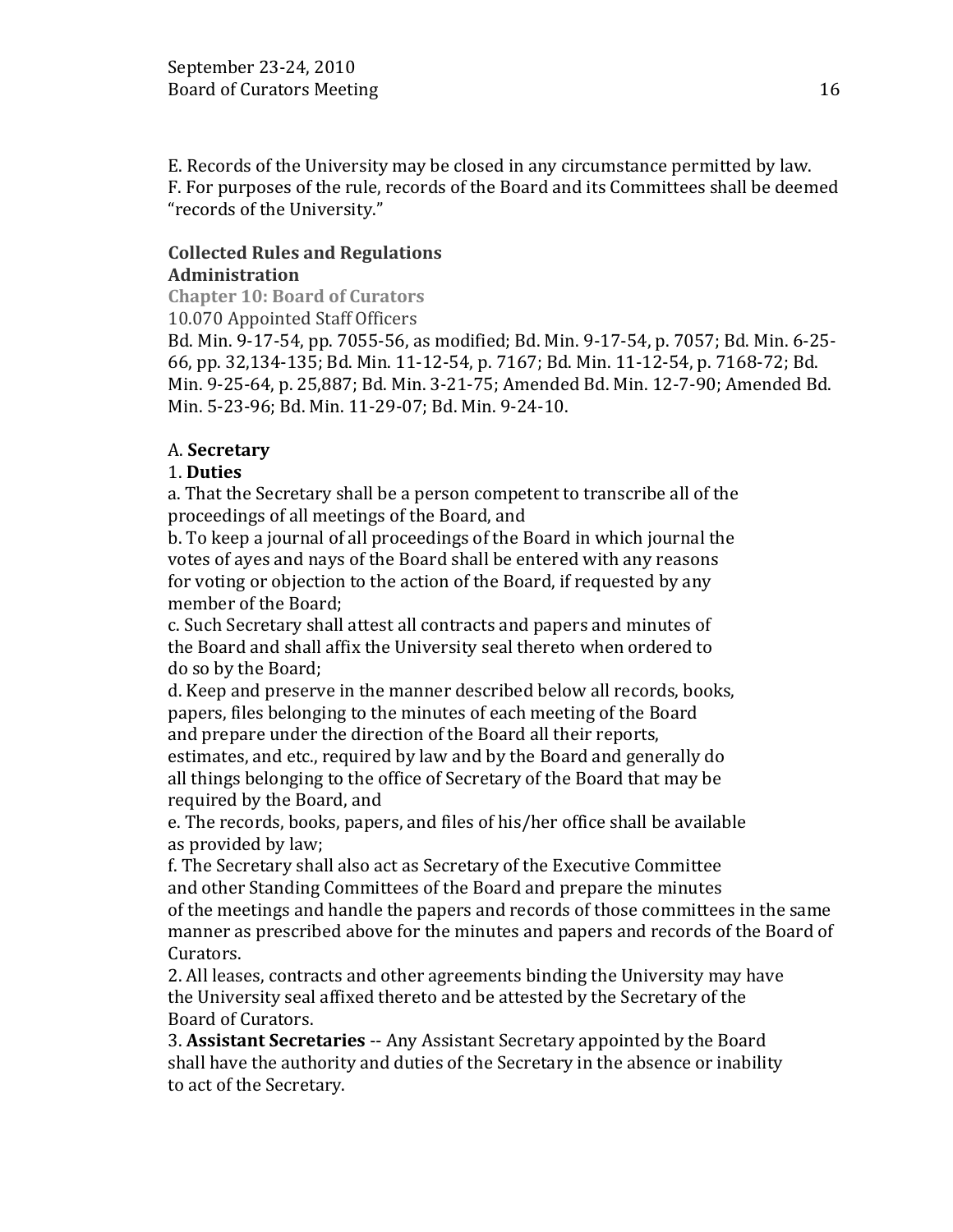E. Records of the University may be closed in any circumstance permitted by law.
F. For purposes of the rule, records of the Board and its Committees shall be deemed "records of the University."

**Collected Rules and Regulations**
**Administration**
**Chapter 10: Board of Curators**
10.070 Appointed Staff Officers
Bd. Min. 9-17-54, pp. 7055-56, as modified; Bd. Min. 9-17-54, p. 7057; Bd. Min. 6-25-66, pp. 32,134-135; Bd. Min. 11-12-54, p. 7167; Bd. Min. 11-12-54, p. 7168-72; Bd. Min. 9-25-64, p. 25,887; Bd. Min. 3-21-75; Amended Bd. Min. 12-7-90; Amended Bd. Min. 5-23-96; Bd. Min. 11-29-07; Bd. Min. 9-24-10.

A. **Secretary**
1. **Duties**
a. That the Secretary shall be a person competent to transcribe all of the proceedings of all meetings of the Board, and
b. To keep a journal of all proceedings of the Board in which journal the votes of ayes and nays of the Board shall be entered with any reasons for voting or objection to the action of the Board, if requested by any member of the Board;
c. Such Secretary shall attest all contracts and papers and minutes of the Board and shall affix the University seal thereto when ordered to do so by the Board;
d. Keep and preserve in the manner described below all records, books, papers, files belonging to the minutes of each meeting of the Board and prepare under the direction of the Board all their reports, estimates, and etc., required by law and by the Board and generally do all things belonging to the office of Secretary of the Board that may be required by the Board, and
e. The records, books, papers, and files of his/her office shall be available as provided by law;
f. The Secretary shall also act as Secretary of the Executive Committee and other Standing Committees of the Board and prepare the minutes of the meetings and handle the papers and records of those committees in the same manner as prescribed above for the minutes and papers and records of the Board of Curators.
2. All leases, contracts and other agreements binding the University may have the University seal affixed thereto and be attested by the Secretary of the Board of Curators.
3. **Assistant Secretaries** -- Any Assistant Secretary appointed by the Board shall have the authority and duties of the Secretary in the absence or inability to act of the Secretary.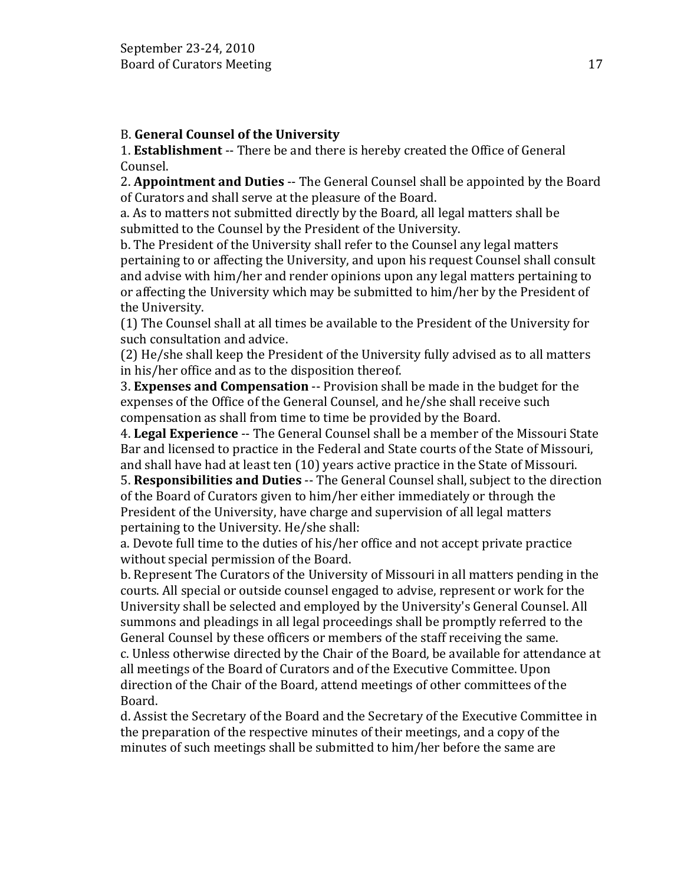B. **General Counsel of the University**

1. **Establishment** -- There be and there is hereby created the Office of General Counsel.

2. **Appointment and Duties** -- The General Counsel shall be appointed by the Board of Curators and shall serve at the pleasure of the Board.

a. As to matters not submitted directly by the Board, all legal matters shall be submitted to the Counsel by the President of the University.

b. The President of the University shall refer to the Counsel any legal matters pertaining to or affecting the University, and upon his request Counsel shall consult and advise with him/her and render opinions upon any legal matters pertaining to or affecting the University which may be submitted to him/her by the President of the University.

(1) The Counsel shall at all times be available to the President of the University for such consultation and advice.

(2) He/she shall keep the President of the University fully advised as to all matters in his/her office and as to the disposition thereof.

3. **Expenses and Compensation** -- Provision shall be made in the budget for the expenses of the Office of the General Counsel, and he/she shall receive such compensation as shall from time to time be provided by the Board.

4. **Legal Experience** -- The General Counsel shall be a member of the Missouri State Bar and licensed to practice in the Federal and State courts of the State of Missouri, and shall have had at least ten (10) years active practice in the State of Missouri.

5. **Responsibilities and Duties** -- The General Counsel shall, subject to the direction of the Board of Curators given to him/her either immediately or through the President of the University, have charge and supervision of all legal matters pertaining to the University. He/she shall:

a. Devote full time to the duties of his/her office and not accept private practice without special permission of the Board.

b. Represent The Curators of the University of Missouri in all matters pending in the courts. All special or outside counsel engaged to advise, represent or work for the University shall be selected and employed by the University's General Counsel. All summons and pleadings in all legal proceedings shall be promptly referred to the General Counsel by these officers or members of the staff receiving the same.

c. Unless otherwise directed by the Chair of the Board, be available for attendance at all meetings of the Board of Curators and of the Executive Committee. Upon direction of the Chair of the Board, attend meetings of other committees of the Board.

d. Assist the Secretary of the Board and the Secretary of the Executive Committee in the preparation of the respective minutes of their meetings, and a copy of the minutes of such meetings shall be submitted to him/her before the same are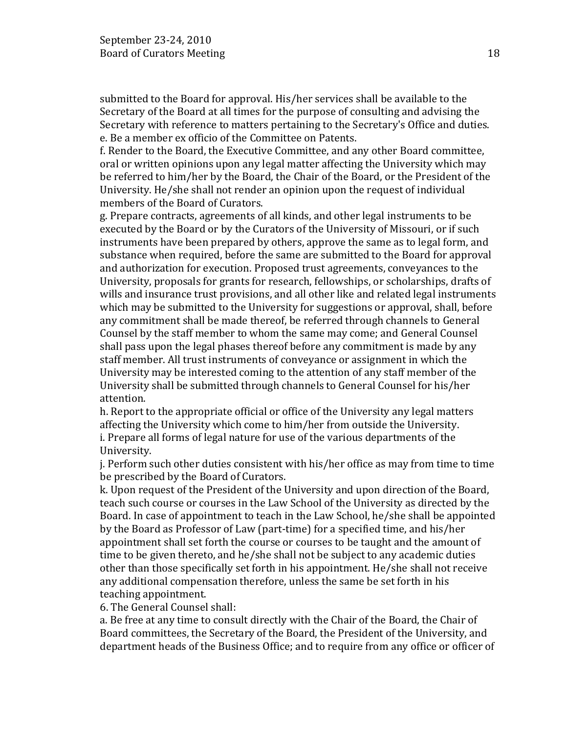submitted to the Board for approval. His/her services shall be available to the Secretary of the Board at all times for the purpose of consulting and advising the Secretary with reference to matters pertaining to the Secretary's Office and duties.

e. Be a member ex officio of the Committee on Patents.

f. Render to the Board, the Executive Committee, and any other Board committee, oral or written opinions upon any legal matter affecting the University which may be referred to him/her by the Board, the Chair of the Board, or the President of the University. He/she shall not render an opinion upon the request of individual members of the Board of Curators.

g. Prepare contracts, agreements of all kinds, and other legal instruments to be executed by the Board or by the Curators of the University of Missouri, or if such instruments have been prepared by others, approve the same as to legal form, and substance when required, before the same are submitted to the Board for approval and authorization for execution. Proposed trust agreements, conveyances to the University, proposals for grants for research, fellowships, or scholarships, drafts of wills and insurance trust provisions, and all other like and related legal instruments which may be submitted to the University for suggestions or approval, shall, before any commitment shall be made thereof, be referred through channels to General Counsel by the staff member to whom the same may come; and General Counsel shall pass upon the legal phases thereof before any commitment is made by any staff member. All trust instruments of conveyance or assignment in which the University may be interested coming to the attention of any staff member of the University shall be submitted through channels to General Counsel for his/her attention.

h. Report to the appropriate official or office of the University any legal matters affecting the University which come to him/her from outside the University.

i. Prepare all forms of legal nature for use of the various departments of the University.

j. Perform such other duties consistent with his/her office as may from time to time be prescribed by the Board of Curators.

k. Upon request of the President of the University and upon direction of the Board, teach such course or courses in the Law School of the University as directed by the Board. In case of appointment to teach in the Law School, he/she shall be appointed by the Board as Professor of Law (part-time) for a specified time, and his/her appointment shall set forth the course or courses to be taught and the amount of time to be given thereto, and he/she shall not be subject to any academic duties other than those specifically set forth in his appointment. He/she shall not receive any additional compensation therefore, unless the same be set forth in his teaching appointment.

6. The General Counsel shall:

a. Be free at any time to consult directly with the Chair of the Board, the Chair of Board committees, the Secretary of the Board, the President of the University, and department heads of the Business Office; and to require from any office or officer of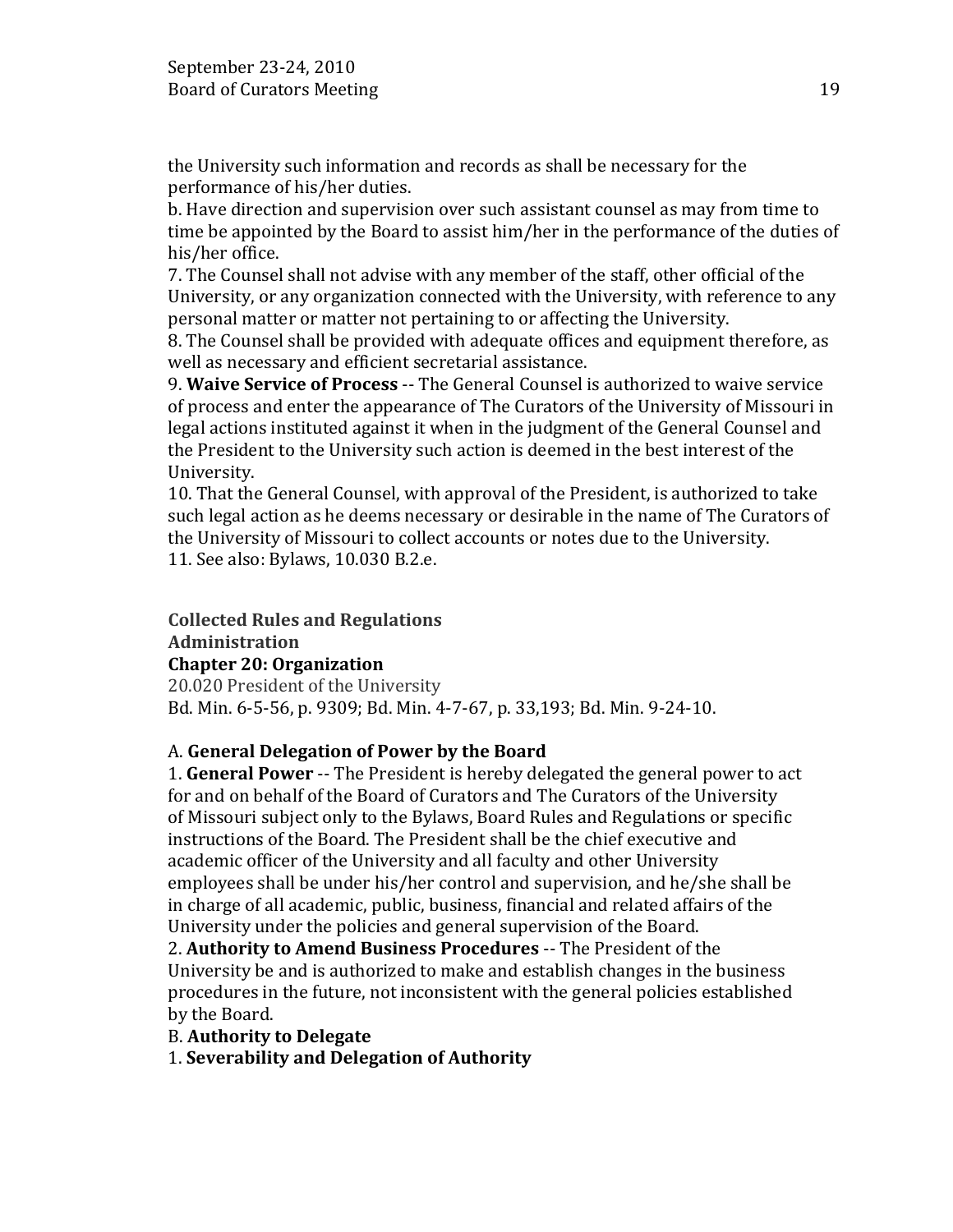the University such information and records as shall be necessary for the performance of his/her duties.

b. Have direction and supervision over such assistant counsel as may from time to time be appointed by the Board to assist him/her in the performance of the duties of his/her office.

7. The Counsel shall not advise with any member of the staff, other official of the University, or any organization connected with the University, with reference to any personal matter or matter not pertaining to or affecting the University.

8. The Counsel shall be provided with adequate offices and equipment therefore, as well as necessary and efficient secretarial assistance.

9. **Waive Service of Process** -- The General Counsel is authorized to waive service of process and enter the appearance of The Curators of the University of Missouri in legal actions instituted against it when in the judgment of the General Counsel and the President to the University such action is deemed in the best interest of the University.

10. That the General Counsel, with approval of the President, is authorized to take such legal action as he deems necessary or desirable in the name of The Curators of the University of Missouri to collect accounts or notes due to the University.

11. See also: Bylaws, 10.030 B.2.e.

**Collected Rules and Regulations**
**Administration**
**Chapter 20: Organization**
20.020 President of the University
Bd. Min. 6-5-56, p. 9309; Bd. Min. 4-7-67, p. 33,193; Bd. Min. 9-24-10.

A. **General Delegation of Power by the Board**

1. **General Power** -- The President is hereby delegated the general power to act for and on behalf of the Board of Curators and The Curators of the University of Missouri subject only to the Bylaws, Board Rules and Regulations or specific instructions of the Board. The President shall be the chief executive and academic officer of the University and all faculty and other University employees shall be under his/her control and supervision, and he/she shall be in charge of all academic, public, business, financial and related affairs of the University under the policies and general supervision of the Board.

2. **Authority to Amend Business Procedures** -- The President of the University be and is authorized to make and establish changes in the business procedures in the future, not inconsistent with the general policies established by the Board.

B. **Authority to Delegate**

1. **Severability and Delegation of Authority**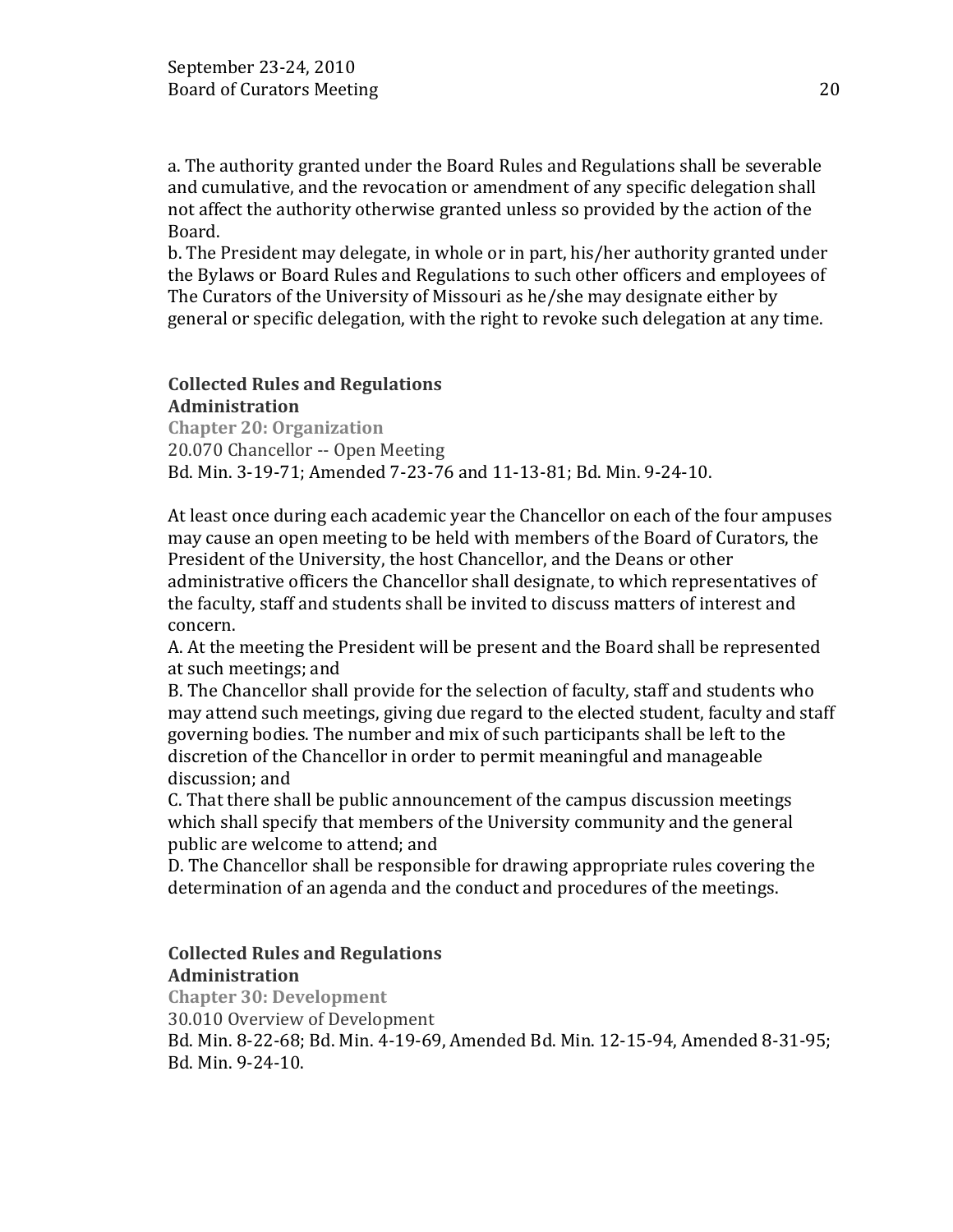a. The authority granted under the Board Rules and Regulations shall be severable and cumulative, and the revocation or amendment of any specific delegation shall not affect the authority otherwise granted unless so provided by the action of the Board.
b. The President may delegate, in whole or in part, his/her authority granted under the Bylaws or Board Rules and Regulations to such other officers and employees of The Curators of the University of Missouri as he/she may designate either by general or specific delegation, with the right to revoke such delegation at any time.

**Collected Rules and Regulations**
**Administration**
**Chapter 20: Organization**
20.070 Chancellor -- Open Meeting
Bd. Min. 3-19-71; Amended 7-23-76 and 11-13-81; Bd. Min. 9-24-10.

At least once during each academic year the Chancellor on each of the four ampuses may cause an open meeting to be held with members of the Board of Curators, the President of the University, the host Chancellor, and the Deans or other administrative officers the Chancellor shall designate, to which representatives of the faculty, staff and students shall be invited to discuss matters of interest and concern.
A. At the meeting the President will be present and the Board shall be represented at such meetings; and
B. The Chancellor shall provide for the selection of faculty, staff and students who may attend such meetings, giving due regard to the elected student, faculty and staff governing bodies. The number and mix of such participants shall be left to the discretion of the Chancellor in order to permit meaningful and manageable discussion; and
C. That there shall be public announcement of the campus discussion meetings which shall specify that members of the University community and the general public are welcome to attend; and
D. The Chancellor shall be responsible for drawing appropriate rules covering the determination of an agenda and the conduct and procedures of the meetings.

**Collected Rules and Regulations**
**Administration**
**Chapter 30: Development**
30.010 Overview of Development
Bd. Min. 8-22-68; Bd. Min. 4-19-69, Amended Bd. Min. 12-15-94, Amended 8-31-95; Bd. Min. 9-24-10.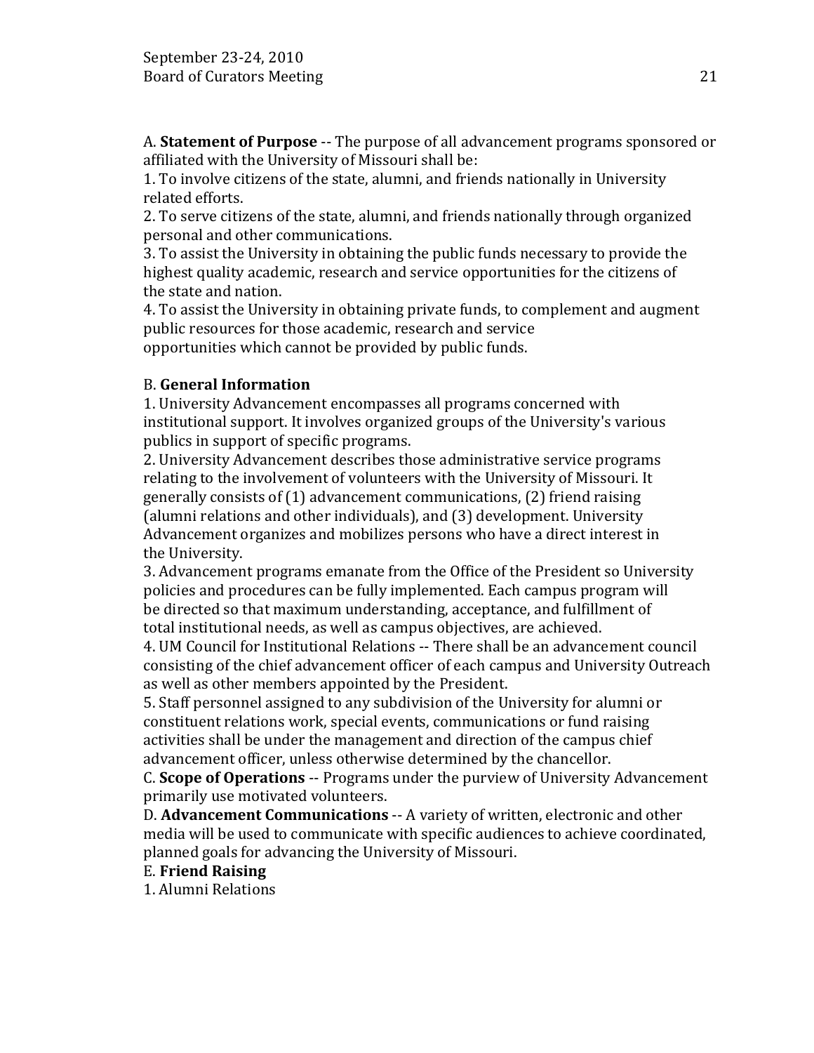A. **Statement of Purpose** -- The purpose of all advancement programs sponsored or affiliated with the University of Missouri shall be:

1. To involve citizens of the state, alumni, and friends nationally in University related efforts.
2. To serve citizens of the state, alumni, and friends nationally through organized personal and other communications.
3. To assist the University in obtaining the public funds necessary to provide the highest quality academic, research and service opportunities for the citizens of the state and nation.
4. To assist the University in obtaining private funds, to complement and augment public resources for those academic, research and service opportunities which cannot be provided by public funds.

B. **General Information**

1. University Advancement encompasses all programs concerned with institutional support. It involves organized groups of the University's various publics in support of specific programs.
2. University Advancement describes those administrative service programs relating to the involvement of volunteers with the University of Missouri. It generally consists of (1) advancement communications, (2) friend raising (alumni relations and other individuals), and (3) development. University Advancement organizes and mobilizes persons who have a direct interest in the University.
3. Advancement programs emanate from the Office of the President so University policies and procedures can be fully implemented. Each campus program will be directed so that maximum understanding, acceptance, and fulfillment of total institutional needs, as well as campus objectives, are achieved.
4. UM Council for Institutional Relations -- There shall be an advancement council consisting of the chief advancement officer of each campus and University Outreach as well as other members appointed by the President.
5. Staff personnel assigned to any subdivision of the University for alumni or constituent relations work, special events, communications or fund raising activities shall be under the management and direction of the campus chief advancement officer, unless otherwise determined by the chancellor.

C. **Scope of Operations** -- Programs under the purview of University Advancement primarily use motivated volunteers.

D. **Advancement Communications** -- A variety of written, electronic and other media will be used to communicate with specific audiences to achieve coordinated, planned goals for advancing the University of Missouri.

E. **Friend Raising**

1. Alumni Relations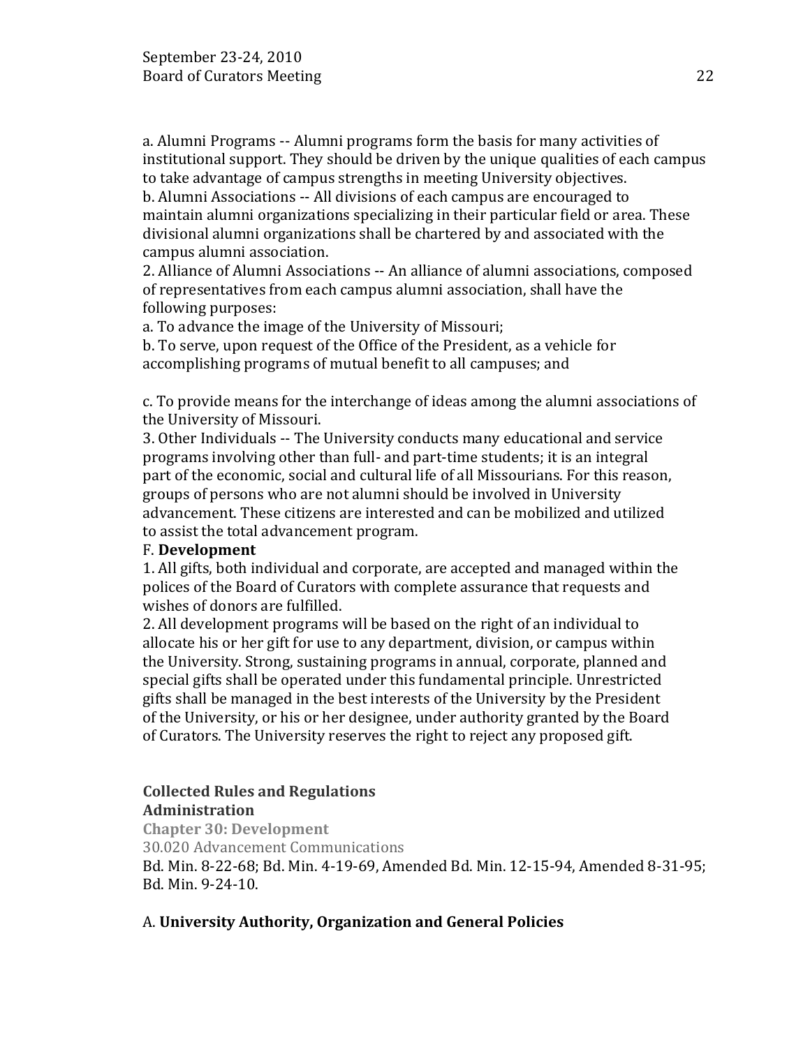a. Alumni Programs -- Alumni programs form the basis for many activities of institutional support. They should be driven by the unique qualities of each campus to take advantage of campus strengths in meeting University objectives.
b. Alumni Associations -- All divisions of each campus are encouraged to maintain alumni organizations specializing in their particular field or area. These divisional alumni organizations shall be chartered by and associated with the campus alumni association.
2. Alliance of Alumni Associations -- An alliance of alumni associations, composed of representatives from each campus alumni association, shall have the following purposes:
a. To advance the image of the University of Missouri;
b. To serve, upon request of the Office of the President, as a vehicle for accomplishing programs of mutual benefit to all campuses; and

c. To provide means for the interchange of ideas among the alumni associations of the University of Missouri.
3. Other Individuals -- The University conducts many educational and service programs involving other than full- and part-time students; it is an integral part of the economic, social and cultural life of all Missourians. For this reason, groups of persons who are not alumni should be involved in University advancement. These citizens are interested and can be mobilized and utilized to assist the total advancement program.
F. **Development**
1. All gifts, both individual and corporate, are accepted and managed within the polices of the Board of Curators with complete assurance that requests and wishes of donors are fulfilled.
2. All development programs will be based on the right of an individual to allocate his or her gift for use to any department, division, or campus within the University. Strong, sustaining programs in annual, corporate, planned and special gifts shall be operated under this fundamental principle. Unrestricted gifts shall be managed in the best interests of the University by the President of the University, or his or her designee, under authority granted by the Board of Curators. The University reserves the right to reject any proposed gift.

**Collected Rules and Regulations**
**Administration**
**Chapter 30: Development**
30.020 Advancement Communications
Bd. Min. 8-22-68; Bd. Min. 4-19-69, Amended Bd. Min. 12-15-94, Amended 8-31-95; Bd. Min. 9-24-10.

A. **University Authority, Organization and General Policies**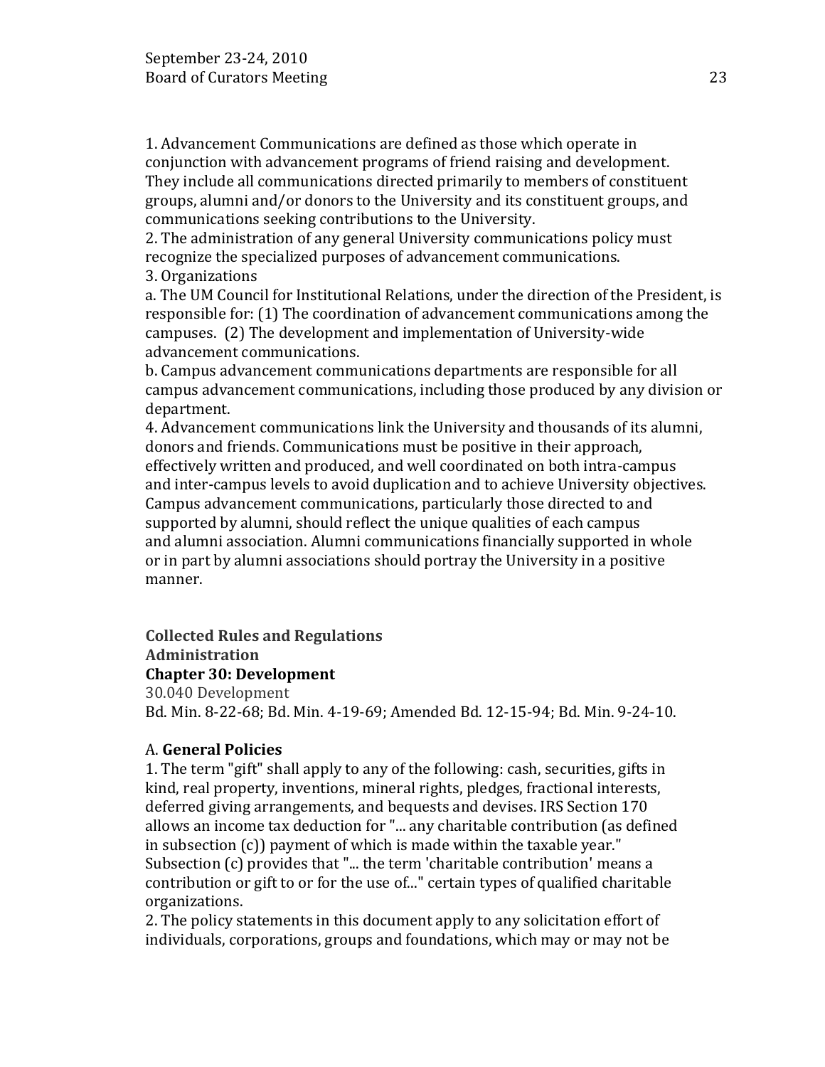1. Advancement Communications are defined as those which operate in conjunction with advancement programs of friend raising and development. They include all communications directed primarily to members of constituent groups, alumni and/or donors to the University and its constituent groups, and communications seeking contributions to the University.
2. The administration of any general University communications policy must recognize the specialized purposes of advancement communications.
3. Organizations
a. The UM Council for Institutional Relations, under the direction of the President, is responsible for: (1) The coordination of advancement communications among the campuses. (2) The development and implementation of University-wide advancement communications.
b. Campus advancement communications departments are responsible for all campus advancement communications, including those produced by any division or department.
4. Advancement communications link the University and thousands of its alumni, donors and friends. Communications must be positive in their approach, effectively written and produced, and well coordinated on both intra-campus and inter-campus levels to avoid duplication and to achieve University objectives. Campus advancement communications, particularly those directed to and supported by alumni, should reflect the unique qualities of each campus and alumni association. Alumni communications financially supported in whole or in part by alumni associations should portray the University in a positive manner.

**Collected Rules and Regulations**
**Administration**
**Chapter 30: Development**
30.040 Development
Bd. Min. 8-22-68; Bd. Min. 4-19-69; Amended Bd. 12-15-94; Bd. Min. 9-24-10.

A. **General Policies**
1. The term "gift" shall apply to any of the following: cash, securities, gifts in kind, real property, inventions, mineral rights, pledges, fractional interests, deferred giving arrangements, and bequests and devises. IRS Section 170 allows an income tax deduction for "... any charitable contribution (as defined in subsection (c)) payment of which is made within the taxable year." Subsection (c) provides that "... the term 'charitable contribution' means a contribution or gift to or for the use of..." certain types of qualified charitable organizations.
2. The policy statements in this document apply to any solicitation effort of individuals, corporations, groups and foundations, which may or may not be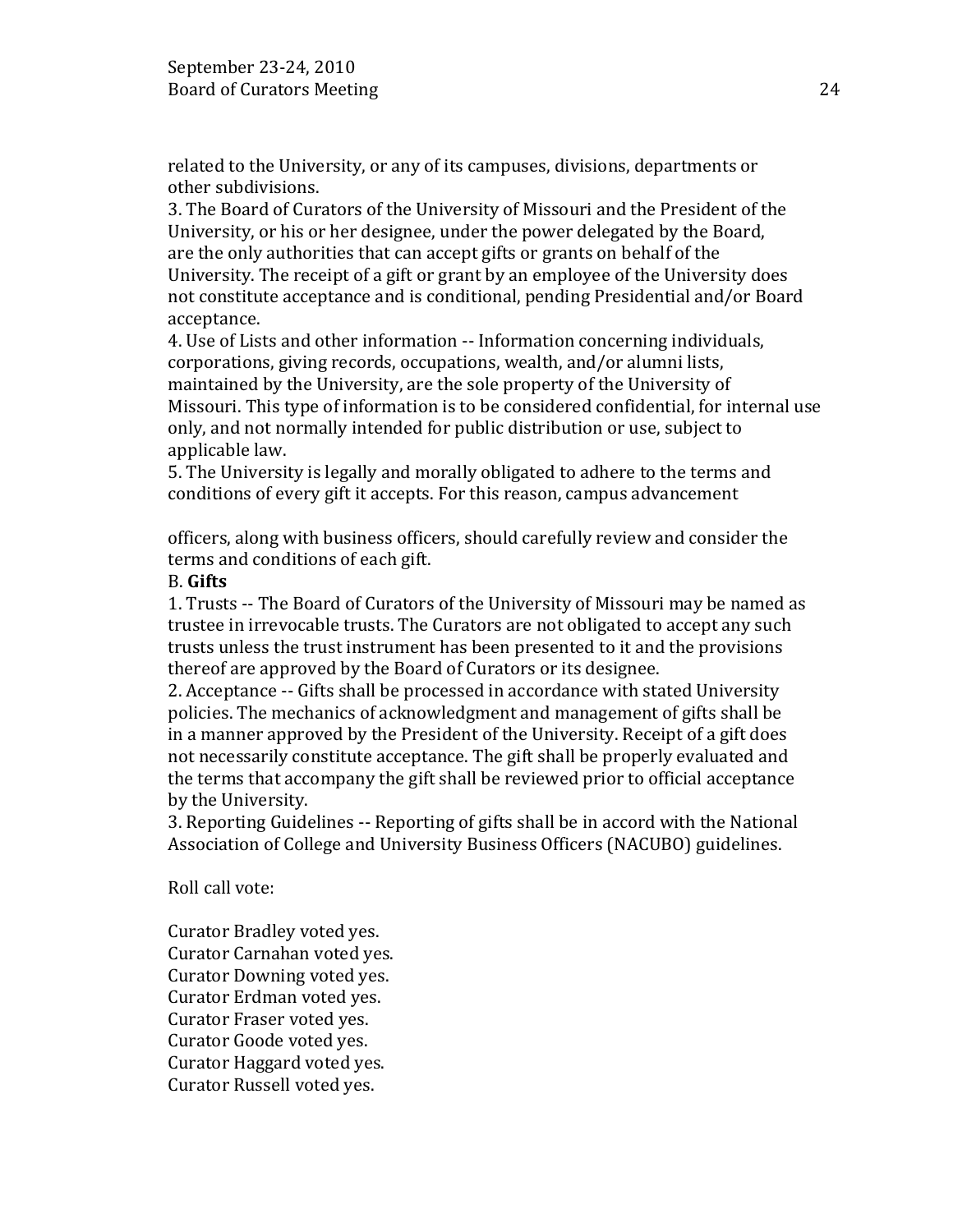related to the University, or any of its campuses, divisions, departments or other subdivisions.

3. The Board of Curators of the University of Missouri and the President of the University, or his or her designee, under the power delegated by the Board, are the only authorities that can accept gifts or grants on behalf of the University. The receipt of a gift or grant by an employee of the University does not constitute acceptance and is conditional, pending Presidential and/or Board acceptance.

4. Use of Lists and other information -- Information concerning individuals, corporations, giving records, occupations, wealth, and/or alumni lists, maintained by the University, are the sole property of the University of Missouri. This type of information is to be considered confidential, for internal use only, and not normally intended for public distribution or use, subject to applicable law.

5. The University is legally and morally obligated to adhere to the terms and conditions of every gift it accepts. For this reason, campus advancement officers, along with business officers, should carefully review and consider the terms and conditions of each gift.

B. **Gifts**

1. Trusts -- The Board of Curators of the University of Missouri may be named as trustee in irrevocable trusts. The Curators are not obligated to accept any such trusts unless the trust instrument has been presented to it and the provisions thereof are approved by the Board of Curators or its designee.

2. Acceptance -- Gifts shall be processed in accordance with stated University policies. The mechanics of acknowledgment and management of gifts shall be in a manner approved by the President of the University. Receipt of a gift does not necessarily constitute acceptance. The gift shall be properly evaluated and the terms that accompany the gift shall be reviewed prior to official acceptance by the University.

3. Reporting Guidelines -- Reporting of gifts shall be in accord with the National Association of College and University Business Officers (NACUBO) guidelines.

Roll call vote:

Curator Bradley voted yes.
Curator Carnahan voted yes.
Curator Downing voted yes.
Curator Erdman voted yes.
Curator Fraser voted yes.
Curator Goode voted yes.
Curator Haggard voted yes.
Curator Russell voted yes.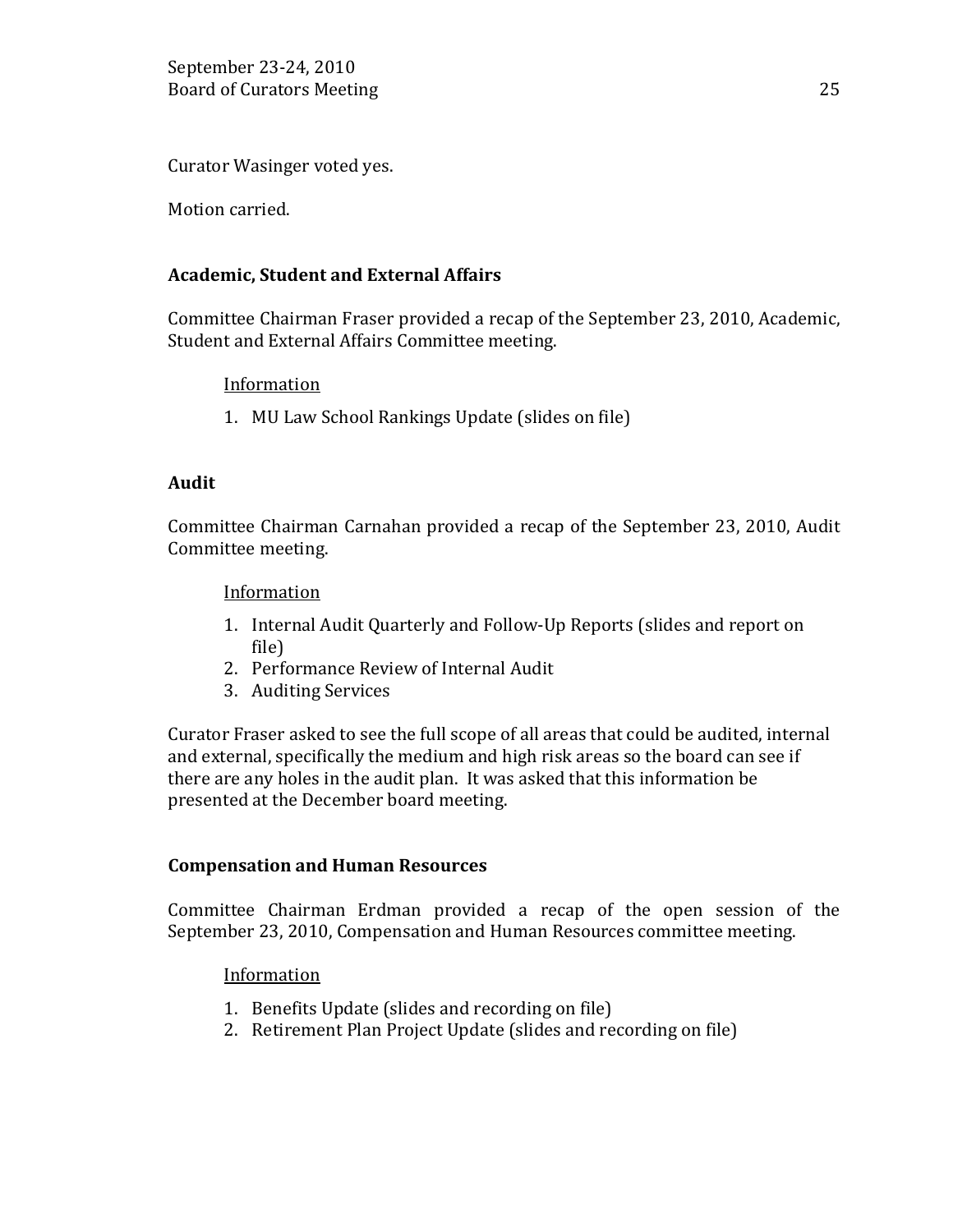Curator Wasinger voted yes.

Motion carried.

**Academic, Student and External Affairs**

Committee Chairman Fraser provided a recap of the September 23, 2010, Academic, Student and External Affairs Committee meeting.

Information

1. MU Law School Rankings Update (slides on file)

**Audit**

Committee Chairman Carnahan provided a recap of the September 23, 2010, Audit Committee meeting.

Information

1. Internal Audit Quarterly and Follow-Up Reports (slides and report on file)
2. Performance Review of Internal Audit
3. Auditing Services

Curator Fraser asked to see the full scope of all areas that could be audited, internal and external, specifically the medium and high risk areas so the board can see if there are any holes in the audit plan. It was asked that this information be presented at the December board meeting.

**Compensation and Human Resources**

Committee Chairman Erdman provided a recap of the open session of the September 23, 2010, Compensation and Human Resources committee meeting.

Information

1. Benefits Update (slides and recording on file)
2. Retirement Plan Project Update (slides and recording on file)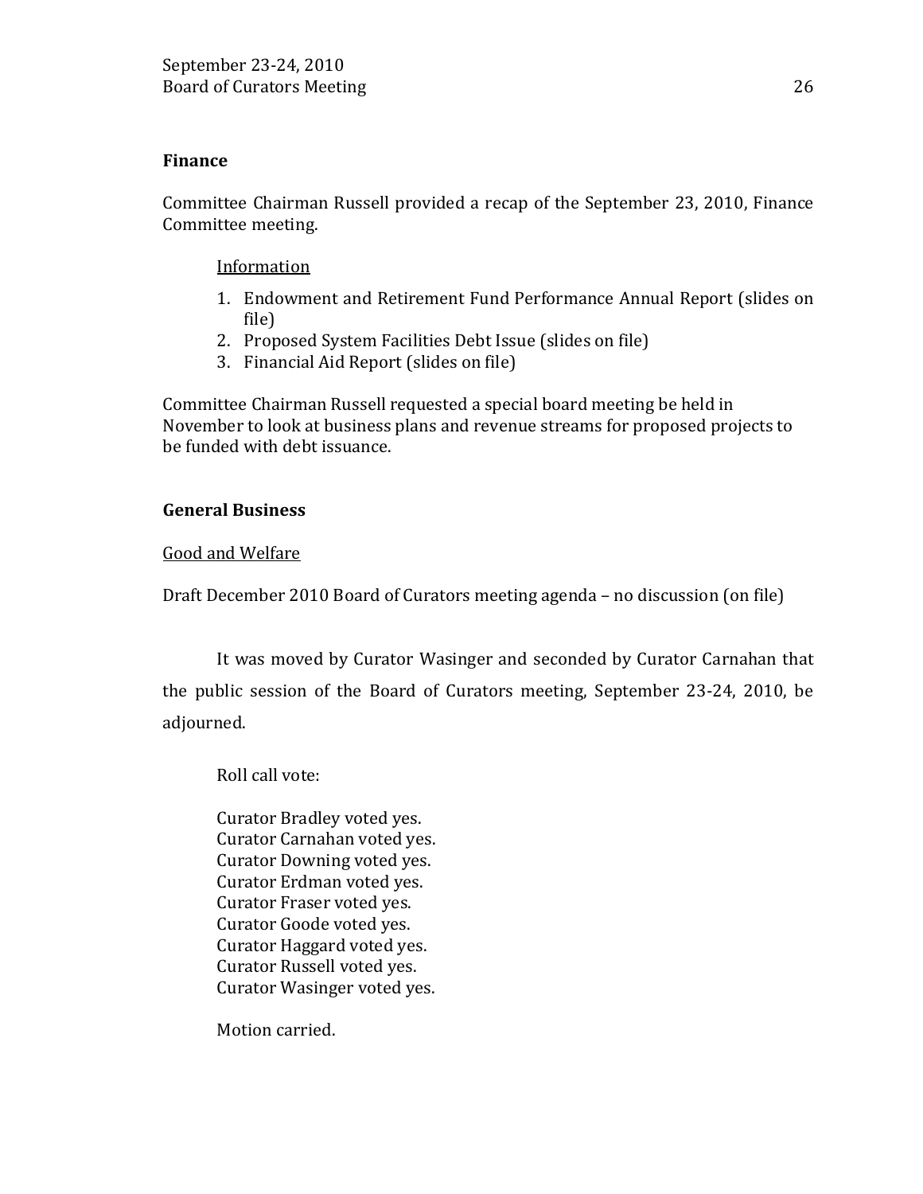## Finance

Committee Chairman Russell provided a recap of the September 23, 2010, Finance Committee meeting.

Information

1. Endowment and Retirement Fund Performance Annual Report (slides on file)
2. Proposed System Facilities Debt Issue (slides on file)
3. Financial Aid Report (slides on file)

Committee Chairman Russell requested a special board meeting be held in November to look at business plans and revenue streams for proposed projects to be funded with debt issuance.

## General Business

Good and Welfare

Draft December 2010 Board of Curators meeting agenda – no discussion (on file)

It was moved by Curator Wasinger and seconded by Curator Carnahan that the public session of the Board of Curators meeting, September 23-24, 2010, be adjourned.

Roll call vote:

Curator Bradley voted yes.
Curator Carnahan voted yes.
Curator Downing voted yes.
Curator Erdman voted yes.
Curator Fraser voted yes.
Curator Goode voted yes.
Curator Haggard voted yes.
Curator Russell voted yes.
Curator Wasinger voted yes.

Motion carried.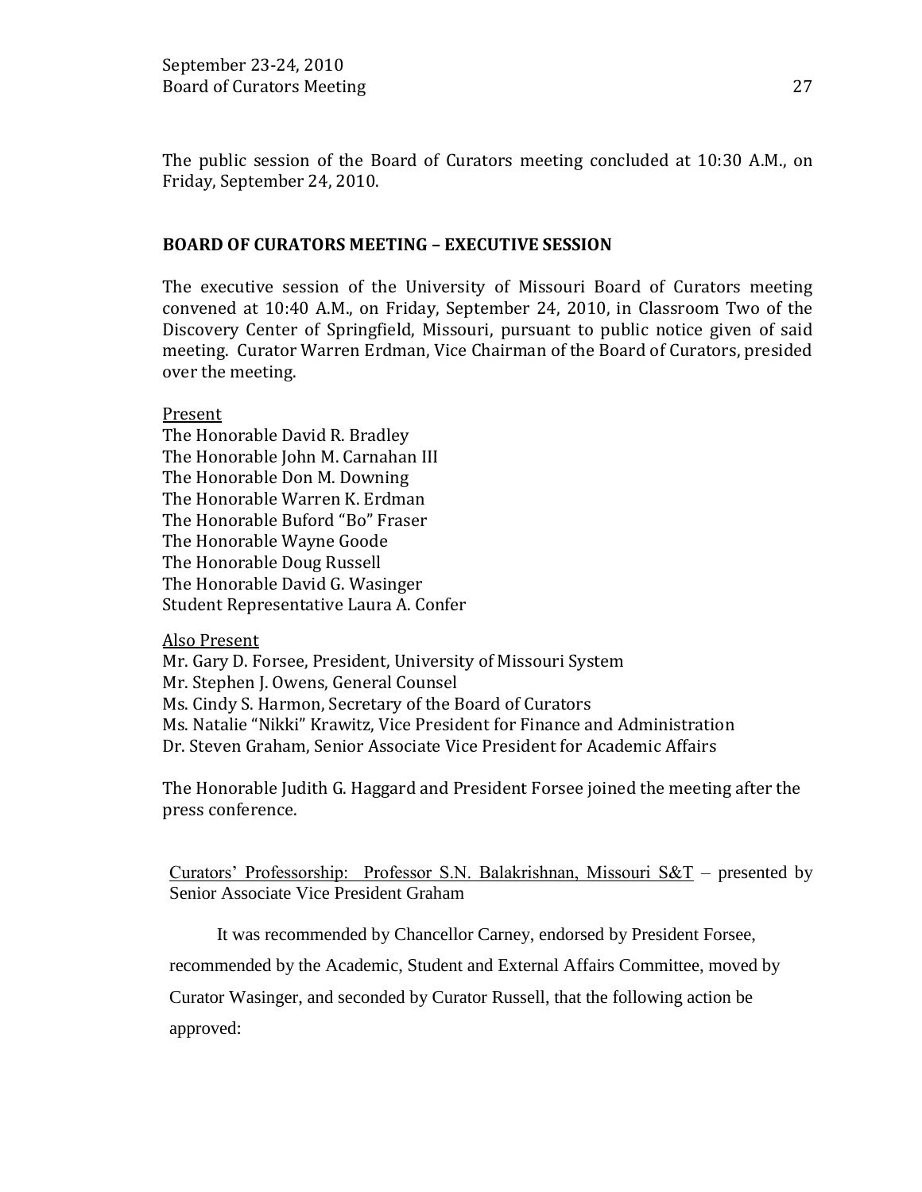The public session of the Board of Curators meeting concluded at 10:30 A.M., on Friday, September 24, 2010.

## BOARD OF CURATORS MEETING – EXECUTIVE SESSION

The executive session of the University of Missouri Board of Curators meeting convened at 10:40 A.M., on Friday, September 24, 2010, in Classroom Two of the Discovery Center of Springfield, Missouri, pursuant to public notice given of said meeting. Curator Warren Erdman, Vice Chairman of the Board of Curators, presided over the meeting.

<u>Present</u>
The Honorable David R. Bradley
The Honorable John M. Carnahan III
The Honorable Don M. Downing
The Honorable Warren K. Erdman
The Honorable Buford "Bo" Fraser
The Honorable Wayne Goode
The Honorable Doug Russell
The Honorable David G. Wasinger
Student Representative Laura A. Confer

<u>Also Present</u>
Mr. Gary D. Forsee, President, University of Missouri System
Mr. Stephen J. Owens, General Counsel
Ms. Cindy S. Harmon, Secretary of the Board of Curators
Ms. Natalie "Nikki" Krawitz, Vice President for Finance and Administration
Dr. Steven Graham, Senior Associate Vice President for Academic Affairs

The Honorable Judith G. Haggard and President Forsee joined the meeting after the press conference.

<u>Curators' Professorship: Professor S.N. Balakrishnan, Missouri S&T</u> – presented by Senior Associate Vice President Graham

It was recommended by Chancellor Carney, endorsed by President Forsee, recommended by the Academic, Student and External Affairs Committee, moved by Curator Wasinger, and seconded by Curator Russell, that the following action be approved: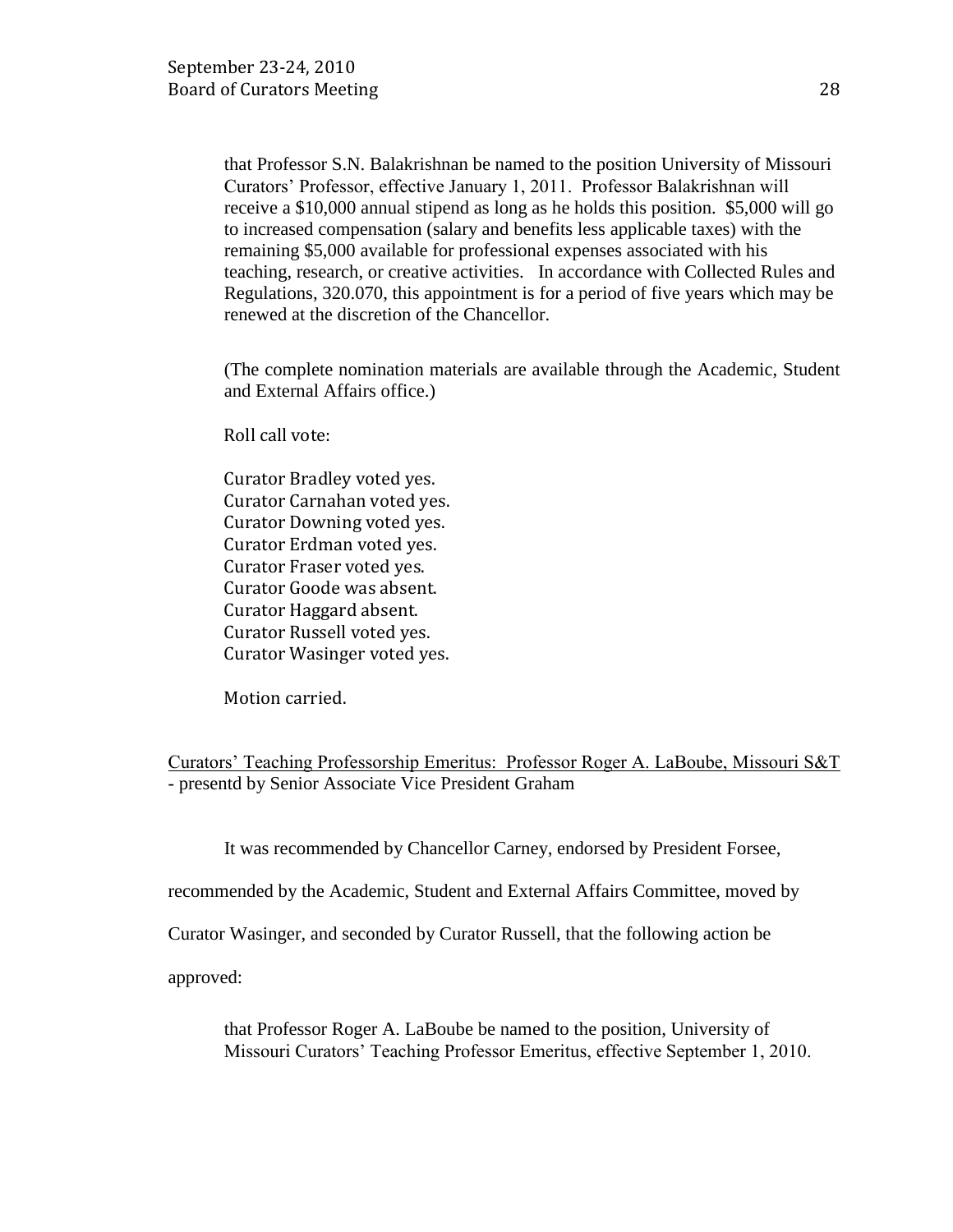that Professor S.N. Balakrishnan be named to the position University of Missouri Curators' Professor, effective January 1, 2011. Professor Balakrishnan will receive a $10,000 annual stipend as long as he holds this position. $5,000 will go to increased compensation (salary and benefits less applicable taxes) with the remaining $5,000 available for professional expenses associated with his teaching, research, or creative activities. In accordance with Collected Rules and Regulations, 320.070, this appointment is for a period of five years which may be renewed at the discretion of the Chancellor.

(The complete nomination materials are available through the Academic, Student and External Affairs office.)

Roll call vote:

Curator Bradley voted yes.
Curator Carnahan voted yes.
Curator Downing voted yes.
Curator Erdman voted yes.
Curator Fraser voted yes.
Curator Goode was absent.
Curator Haggard absent.
Curator Russell voted yes.
Curator Wasinger voted yes.

Motion carried.

<u>Curators' Teaching Professorship Emeritus: Professor Roger A. LaBoube, Missouri S&T</u> - presentd by Senior Associate Vice President Graham

It was recommended by Chancellor Carney, endorsed by President Forsee, recommended by the Academic, Student and External Affairs Committee, moved by Curator Wasinger, and seconded by Curator Russell, that the following action be approved:

that Professor Roger A. LaBoube be named to the position, University of Missouri Curators' Teaching Professor Emeritus, effective September 1, 2010.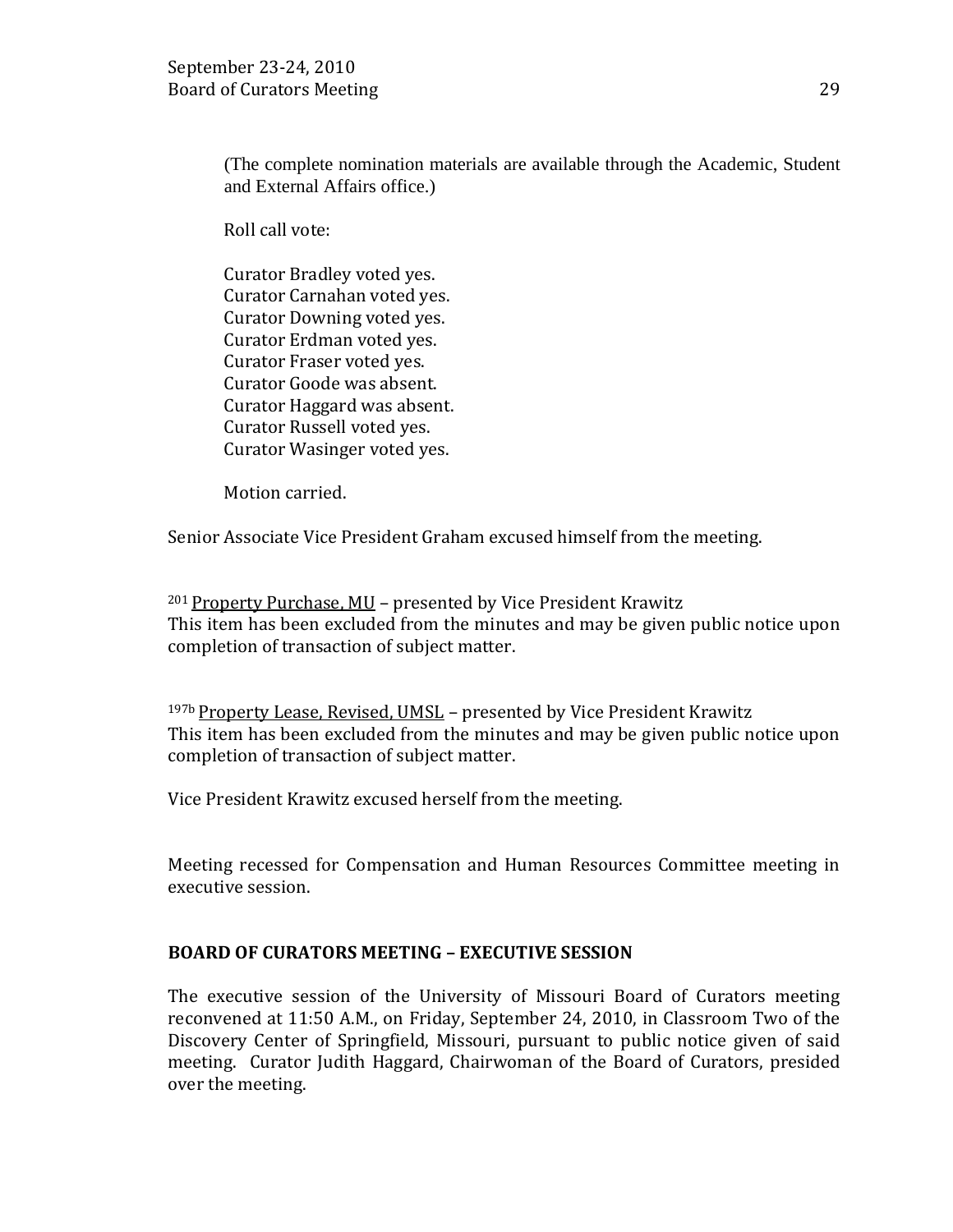(The complete nomination materials are available through the Academic, Student and External Affairs office.)

Roll call vote:

Curator Bradley voted yes.
Curator Carnahan voted yes.
Curator Downing voted yes.
Curator Erdman voted yes.
Curator Fraser voted yes.
Curator Goode was absent.
Curator Haggard was absent.
Curator Russell voted yes.
Curator Wasinger voted yes.

Motion carried.

Senior Associate Vice President Graham excused himself from the meeting.

[201] Property Purchase, MU – presented by Vice President Krawitz
This item has been excluded from the minutes and may be given public notice upon completion of transaction of subject matter.

[197b] Property Lease, Revised, UMSL – presented by Vice President Krawitz
This item has been excluded from the minutes and may be given public notice upon completion of transaction of subject matter.

Vice President Krawitz excused herself from the meeting.

Meeting recessed for Compensation and Human Resources Committee meeting in executive session.

**BOARD OF CURATORS MEETING – EXECUTIVE SESSION**

The executive session of the University of Missouri Board of Curators meeting reconvened at 11:50 A.M., on Friday, September 24, 2010, in Classroom Two of the Discovery Center of Springfield, Missouri, pursuant to public notice given of said meeting. Curator Judith Haggard, Chairwoman of the Board of Curators, presided over the meeting.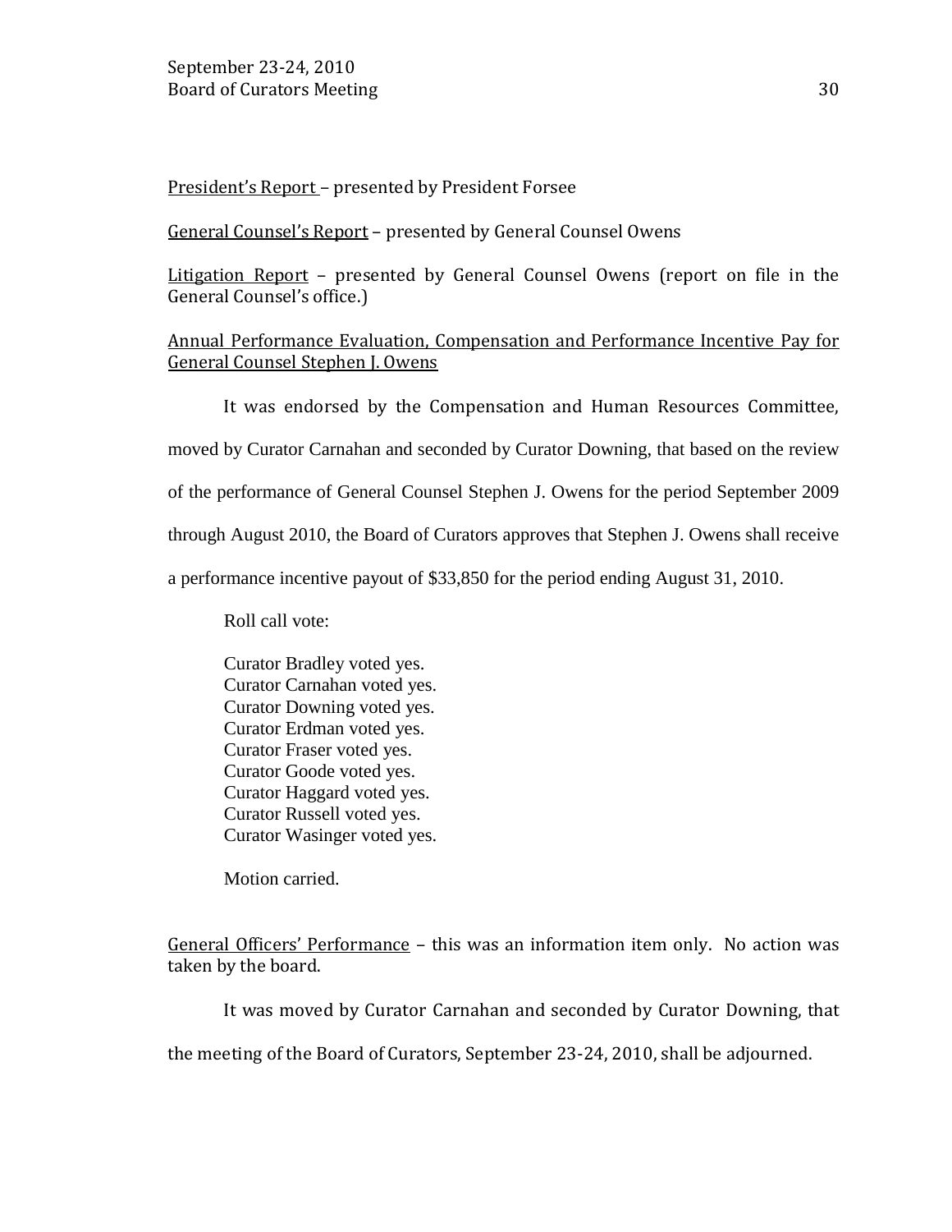<u>President's Report</u> – presented by President Forsee

<u>General Counsel's Report</u> – presented by General Counsel Owens

<u>Litigation Report</u> – presented by General Counsel Owens (report on file in the General Counsel's office.)

<u>Annual Performance Evaluation, Compensation and Performance Incentive Pay for General Counsel Stephen J. Owens</u>

It was endorsed by the Compensation and Human Resources Committee, moved by Curator Carnahan and seconded by Curator Downing, that based on the review of the performance of General Counsel Stephen J. Owens for the period September 2009 through August 2010, the Board of Curators approves that Stephen J. Owens shall receive a performance incentive payout of $33,850 for the period ending August 31, 2010.

Roll call vote:

Curator Bradley voted yes.
Curator Carnahan voted yes.
Curator Downing voted yes.
Curator Erdman voted yes.
Curator Fraser voted yes.
Curator Goode voted yes.
Curator Haggard voted yes.
Curator Russell voted yes.
Curator Wasinger voted yes.

Motion carried.

<u>General Officers' Performance</u> – this was an information item only. No action was taken by the board.

It was moved by Curator Carnahan and seconded by Curator Downing, that the meeting of the Board of Curators, September 23-24, 2010, shall be adjourned.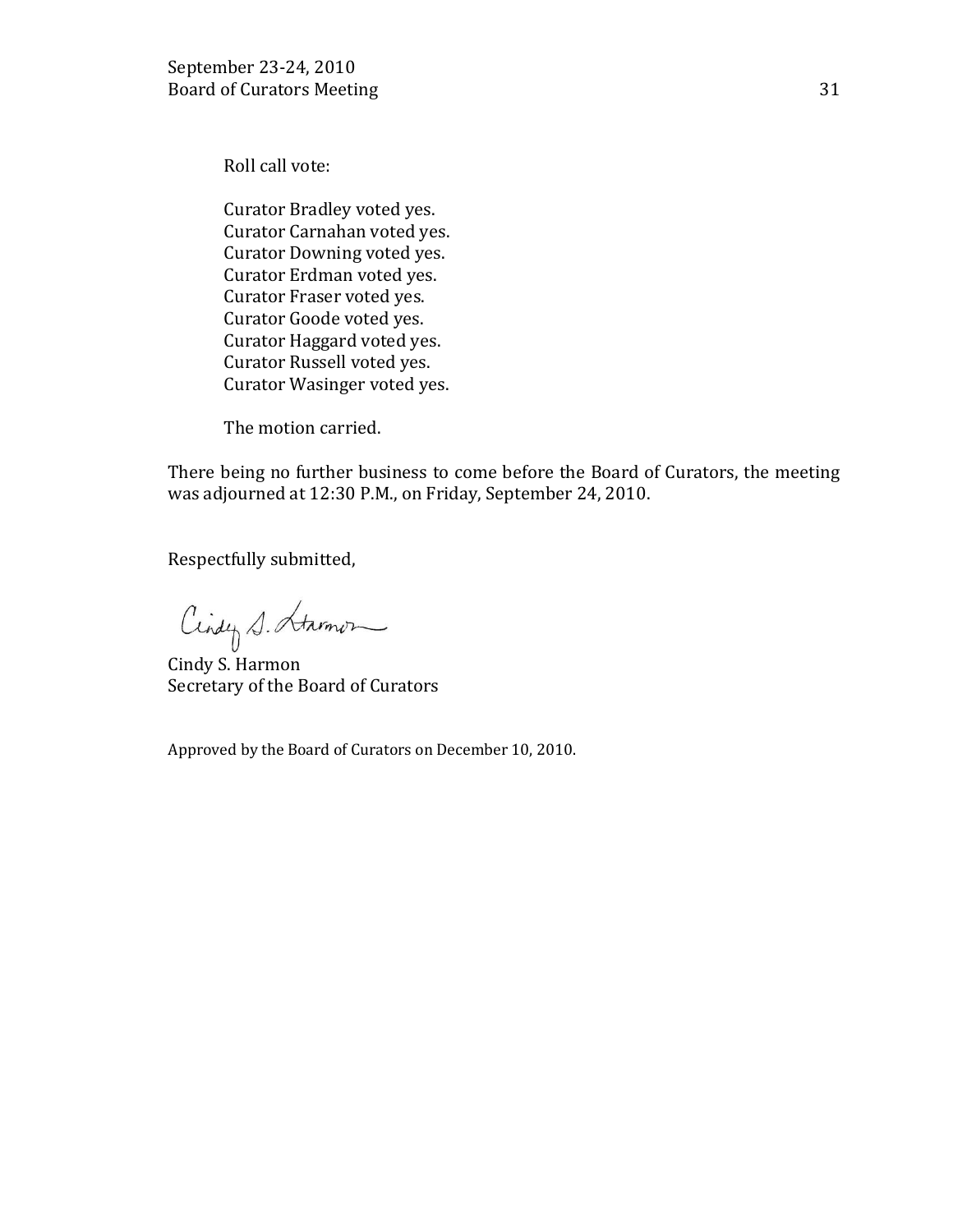Roll call vote:

Curator Bradley voted yes.
Curator Carnahan voted yes.
Curator Downing voted yes.
Curator Erdman voted yes.
Curator Fraser voted yes.
Curator Goode voted yes.
Curator Haggard voted yes.
Curator Russell voted yes.
Curator Wasinger voted yes.

The motion carried.

There being no further business to come before the Board of Curators, the meeting was adjourned at 12:30 P.M., on Friday, September 24, 2010.

Respectfully submitted,

Cindy S. Harmon
Secretary of the Board of Curators

Approved by the Board of Curators on December 10, 2010.